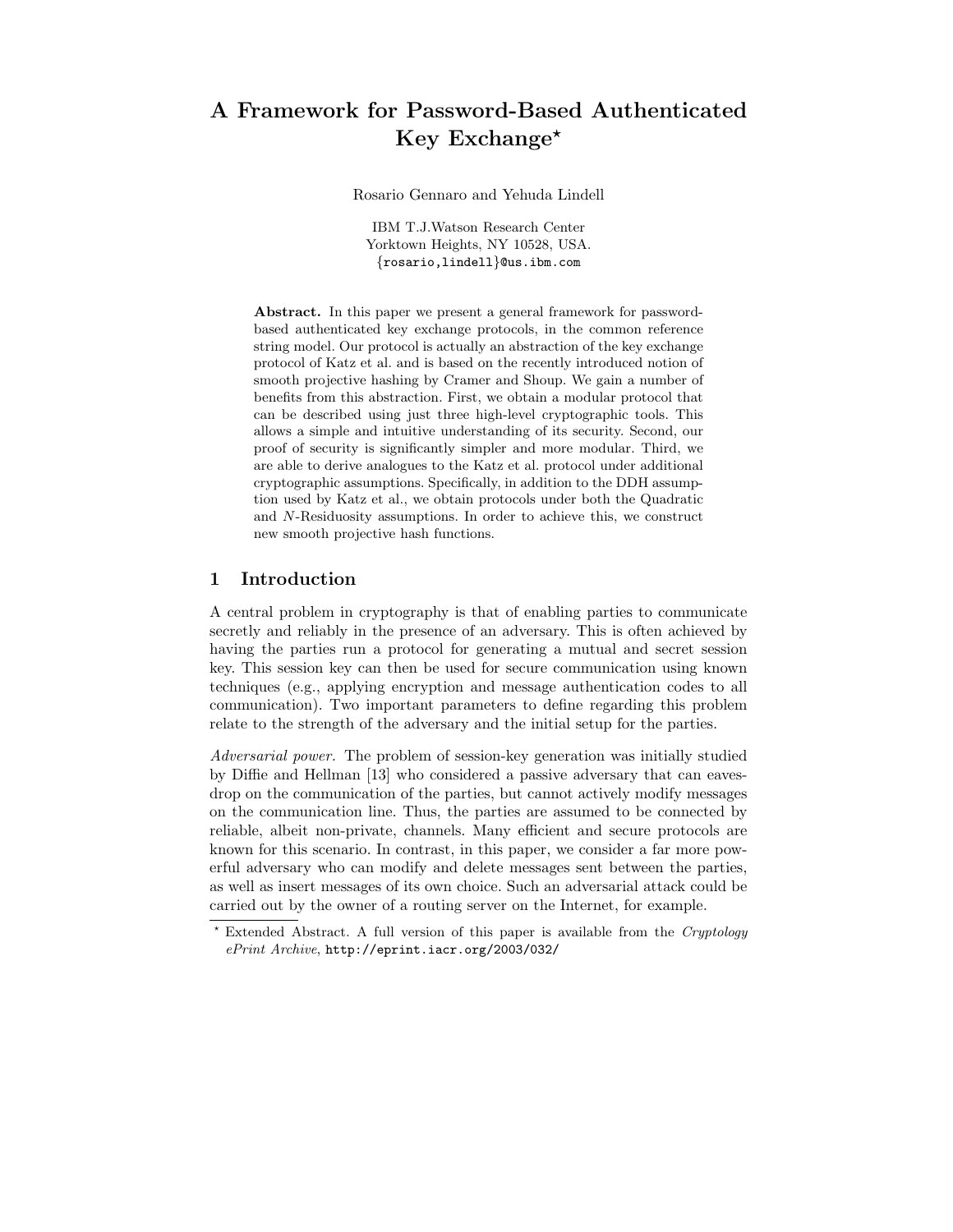# A Framework for Password-Based Authenticated Key Exchange*

Rosario Gennaro and Yehuda Lindell

IBM T.J.Watson Research Center
Yorktown Heights, NY 10528, USA.
{rosario,lindell}@us.ibm.com

**Abstract.** In this paper we present a general framework for password-based authenticated key exchange protocols, in the common reference string model. Our protocol is actually an abstraction of the key exchange protocol of Katz et al. and is based on the recently introduced notion of smooth projective hashing by Cramer and Shoup. We gain a number of benefits from this abstraction. First, we obtain a modular protocol that can be described using just three high-level cryptographic tools. This allows a simple and intuitive understanding of its security. Second, our proof of security is significantly simpler and more modular. Third, we are able to derive analogues to the Katz et al. protocol under additional cryptographic assumptions. Specifically, in addition to the DDH assumption used by Katz et al., we obtain protocols under both the Quadratic and $N$-Residuosity assumptions. In order to achieve this, we construct new smooth projective hash functions.

## 1 Introduction

A central problem in cryptography is that of enabling parties to communicate secretly and reliably in the presence of an adversary. This is often achieved by having the parties run a protocol for generating a mutual and secret session key. This session key can then be used for secure communication using known techniques (e.g., applying encryption and message authentication codes to all communication). Two important parameters to define regarding this problem relate to the strength of the adversary and the initial setup for the parties.

*Adversarial power.* The problem of session-key generation was initially studied by Diffie and Hellman [13] who considered a passive adversary that can eavesdrop on the communication of the parties, but cannot actively modify messages on the communication line. Thus, the parties are assumed to be connected by reliable, albeit non-private, channels. Many efficient and secure protocols are known for this scenario. In contrast, in this paper, we consider a far more powerful adversary who can modify and delete messages sent between the parties, as well as insert messages of its own choice. Such an adversarial attack could be carried out by the owner of a routing server on the Internet, for example.

* Extended Abstract. A full version of this paper is available from the *Cryptology ePrint Archive*, http://eprint.iacr.org/2003/032/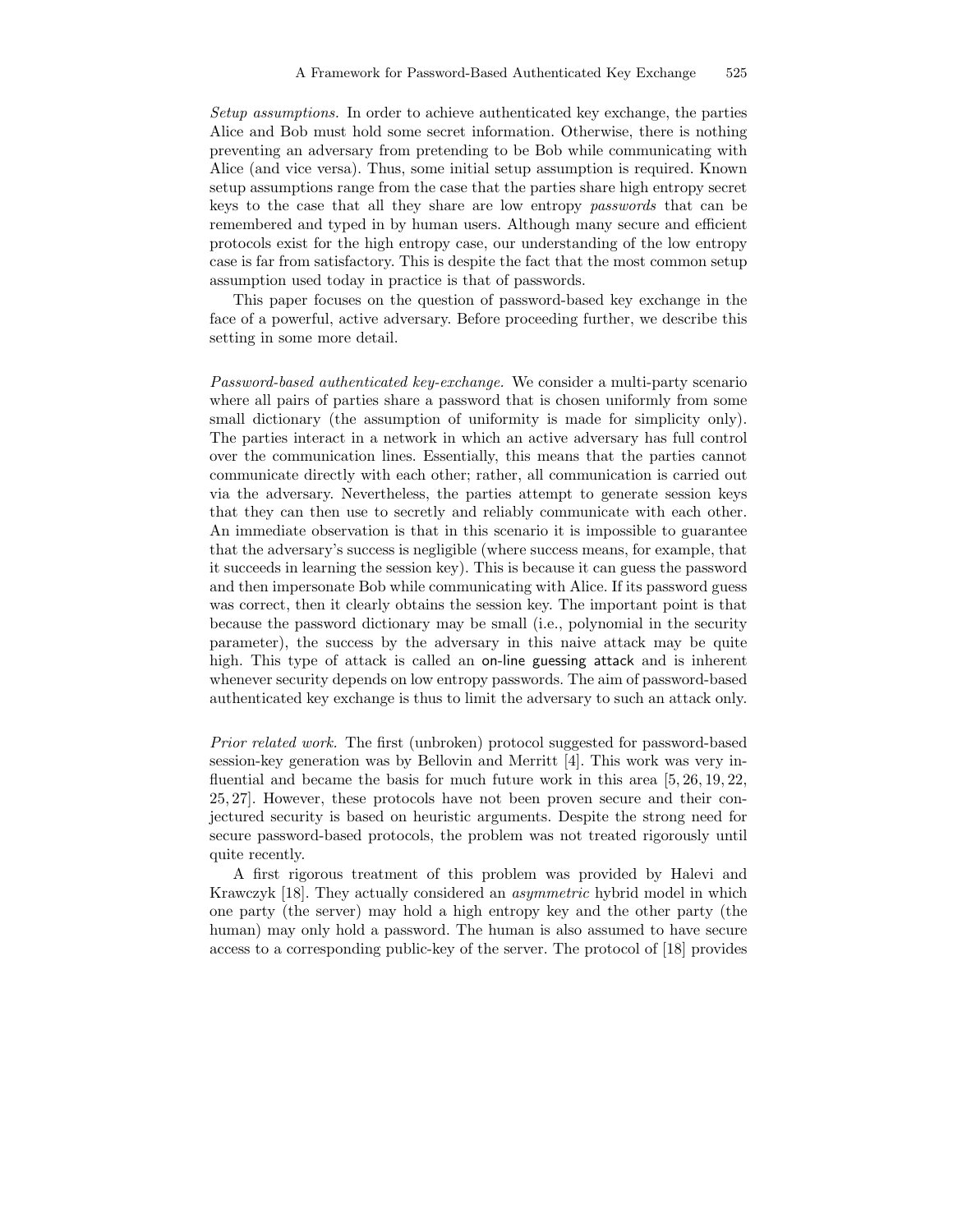*Setup assumptions.* In order to achieve authenticated key exchange, the parties Alice and Bob must hold some secret information. Otherwise, there is nothing preventing an adversary from pretending to be Bob while communicating with Alice (and vice versa). Thus, some initial setup assumption is required. Known setup assumptions range from the case that the parties share high entropy secret keys to the case that all they share are low entropy *passwords* that can be remembered and typed in by human users. Although many secure and efficient protocols exist for the high entropy case, our understanding of the low entropy case is far from satisfactory. This is despite the fact that the most common setup assumption used today in practice is that of passwords.

This paper focuses on the question of password-based key exchange in the face of a powerful, active adversary. Before proceeding further, we describe this setting in some more detail.

*Password-based authenticated key-exchange.* We consider a multi-party scenario where all pairs of parties share a password that is chosen uniformly from some small dictionary (the assumption of uniformity is made for simplicity only). The parties interact in a network in which an active adversary has full control over the communication lines. Essentially, this means that the parties cannot communicate directly with each other; rather, all communication is carried out via the adversary. Nevertheless, the parties attempt to generate session keys that they can then use to secretly and reliably communicate with each other. An immediate observation is that in this scenario it is impossible to guarantee that the adversary's success is negligible (where success means, for example, that it succeeds in learning the session key). This is because it can guess the password and then impersonate Bob while communicating with Alice. If its password guess was correct, then it clearly obtains the session key. The important point is that because the password dictionary may be small (i.e., polynomial in the security parameter), the success by the adversary in this naive attack may be quite high. This type of attack is called an on-line guessing attack and is inherent whenever security depends on low entropy passwords. The aim of password-based authenticated key exchange is thus to limit the adversary to such an attack only.

*Prior related work.* The first (unbroken) protocol suggested for password-based session-key generation was by Bellovin and Merritt [4]. This work was very influential and became the basis for much future work in this area [5, 26, 19, 22, 25, 27]. However, these protocols have not been proven secure and their conjectured security is based on heuristic arguments. Despite the strong need for secure password-based protocols, the problem was not treated rigorously until quite recently.

A first rigorous treatment of this problem was provided by Halevi and Krawczyk [18]. They actually considered an *asymmetric* hybrid model in which one party (the server) may hold a high entropy key and the other party (the human) may only hold a password. The human is also assumed to have secure access to a corresponding public-key of the server. The protocol of [18] provides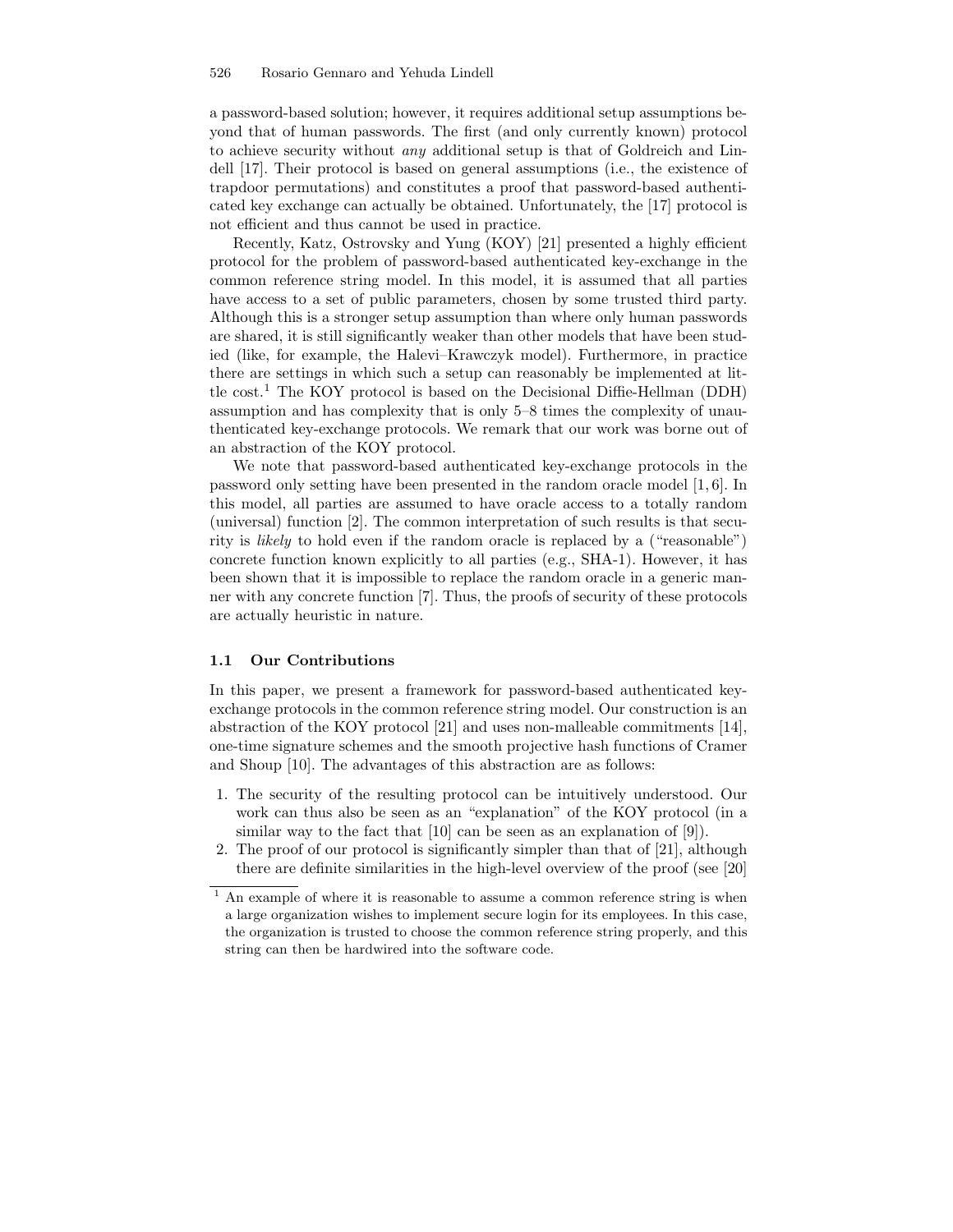a password-based solution; however, it requires additional setup assumptions beyond that of human passwords. The first (and only currently known) protocol to achieve security without *any* additional setup is that of Goldreich and Lindell [17]. Their protocol is based on general assumptions (i.e., the existence of trapdoor permutations) and constitutes a proof that password-based authenticated key exchange can actually be obtained. Unfortunately, the [17] protocol is not efficient and thus cannot be used in practice.

Recently, Katz, Ostrovsky and Yung (KOY) [21] presented a highly efficient protocol for the problem of password-based authenticated key-exchange in the common reference string model. In this model, it is assumed that all parties have access to a set of public parameters, chosen by some trusted third party. Although this is a stronger setup assumption than where only human passwords are shared, it is still significantly weaker than other models that have been studied (like, for example, the Halevi–Krawczyk model). Furthermore, in practice there are settings in which such a setup can reasonably be implemented at little cost.[1] The KOY protocol is based on the Decisional Diffie-Hellman (DDH) assumption and has complexity that is only 5–8 times the complexity of unauthenticated key-exchange protocols. We remark that our work was borne out of an abstraction of the KOY protocol.

We note that password-based authenticated key-exchange protocols in the password only setting have been presented in the random oracle model [1, 6]. In this model, all parties are assumed to have oracle access to a totally random (universal) function [2]. The common interpretation of such results is that security is *likely* to hold even if the random oracle is replaced by a ("reasonable") concrete function known explicitly to all parties (e.g., SHA-1). However, it has been shown that it is impossible to replace the random oracle in a generic manner with any concrete function [7]. Thus, the proofs of security of these protocols are actually heuristic in nature.

### 1.1 Our Contributions

In this paper, we present a framework for password-based authenticated key-exchange protocols in the common reference string model. Our construction is an abstraction of the KOY protocol [21] and uses non-malleable commitments [14], one-time signature schemes and the smooth projective hash functions of Cramer and Shoup [10]. The advantages of this abstraction are as follows:

1. The security of the resulting protocol can be intuitively understood. Our work can thus also be seen as an "explanation" of the KOY protocol (in a similar way to the fact that [10] can be seen as an explanation of [9]).
2. The proof of our protocol is significantly simpler than that of [21], although there are definite similarities in the high-level overview of the proof (see [20]

[1] An example of where it is reasonable to assume a common reference string is when a large organization wishes to implement secure login for its employees. In this case, the organization is trusted to choose the common reference string properly, and this string can then be hardwired into the software code.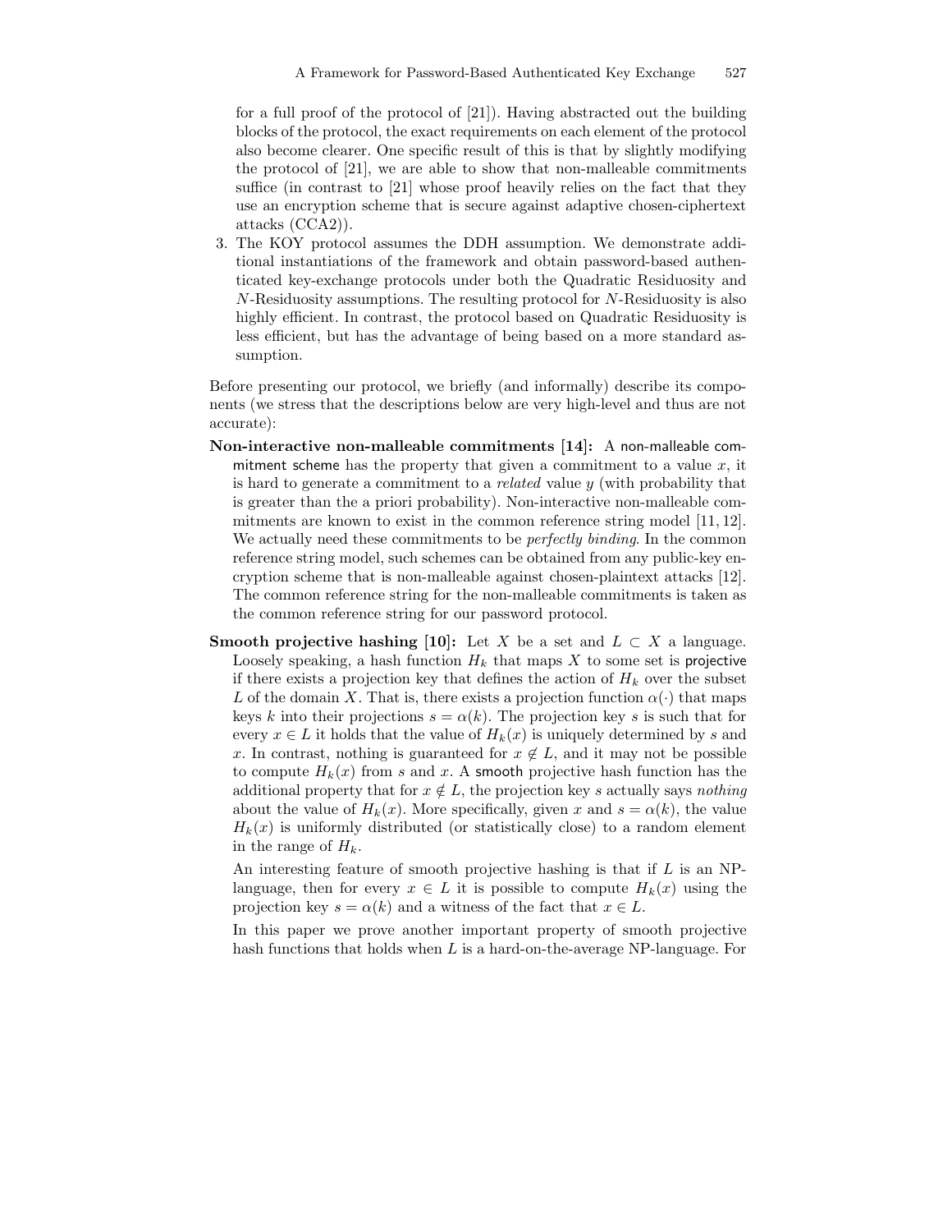for a full proof of the protocol of [21]). Having abstracted out the building blocks of the protocol, the exact requirements on each element of the protocol also become clearer. One specific result of this is that by slightly modifying the protocol of [21], we are able to show that non-malleable commitments suffice (in contrast to [21] whose proof heavily relies on the fact that they use an encryption scheme that is secure against adaptive chosen-ciphertext attacks (CCA2)).

3. The KOY protocol assumes the DDH assumption. We demonstrate additional instantiations of the framework and obtain password-based authenticated key-exchange protocols under both the Quadratic Residuosity and $N$-Residuosity assumptions. The resulting protocol for $N$-Residuosity is also highly efficient. In contrast, the protocol based on Quadratic Residuosity is less efficient, but has the advantage of being based on a more standard assumption.

Before presenting our protocol, we briefly (and informally) describe its components (we stress that the descriptions below are very high-level and thus are not accurate):

**Non-interactive non-malleable commitments [14]:** A non-malleable commitment scheme has the property that given a commitment to a value $x$, it is hard to generate a commitment to a *related* value $y$ (with probability that is greater than the a priori probability). Non-interactive non-malleable commitments are known to exist in the common reference string model [11, 12]. We actually need these commitments to be *perfectly binding*. In the common reference string model, such schemes can be obtained from any public-key encryption scheme that is non-malleable against chosen-plaintext attacks [12]. The common reference string for the non-malleable commitments is taken as the common reference string for our password protocol.

**Smooth projective hashing [10]:** Let $X$ be a set and $L \subset X$ a language. Loosely speaking, a hash function $H_k$ that maps $X$ to some set is projective if there exists a projection key that defines the action of $H_k$ over the subset $L$ of the domain $X$. That is, there exists a projection function $\alpha(\cdot)$ that maps keys $k$ into their projections $s = \alpha(k)$. The projection key $s$ is such that for every $x \in L$ it holds that the value of $H_k(x)$ is uniquely determined by $s$ and $x$. In contrast, nothing is guaranteed for $x \notin L$, and it may not be possible to compute $H_k(x)$ from $s$ and $x$. A smooth projective hash function has the additional property that for $x \notin L$, the projection key $s$ actually says *nothing* about the value of $H_k(x)$. More specifically, given $x$ and $s = \alpha(k)$, the value $H_k(x)$ is uniformly distributed (or statistically close) to a random element in the range of $H_k$.

An interesting feature of smooth projective hashing is that if $L$ is an NP-language, then for every $x \in L$ it is possible to compute $H_k(x)$ using the projection key $s = \alpha(k)$ and a witness of the fact that $x \in L$.

In this paper we prove another important property of smooth projective hash functions that holds when $L$ is a hard-on-the-average NP-language. For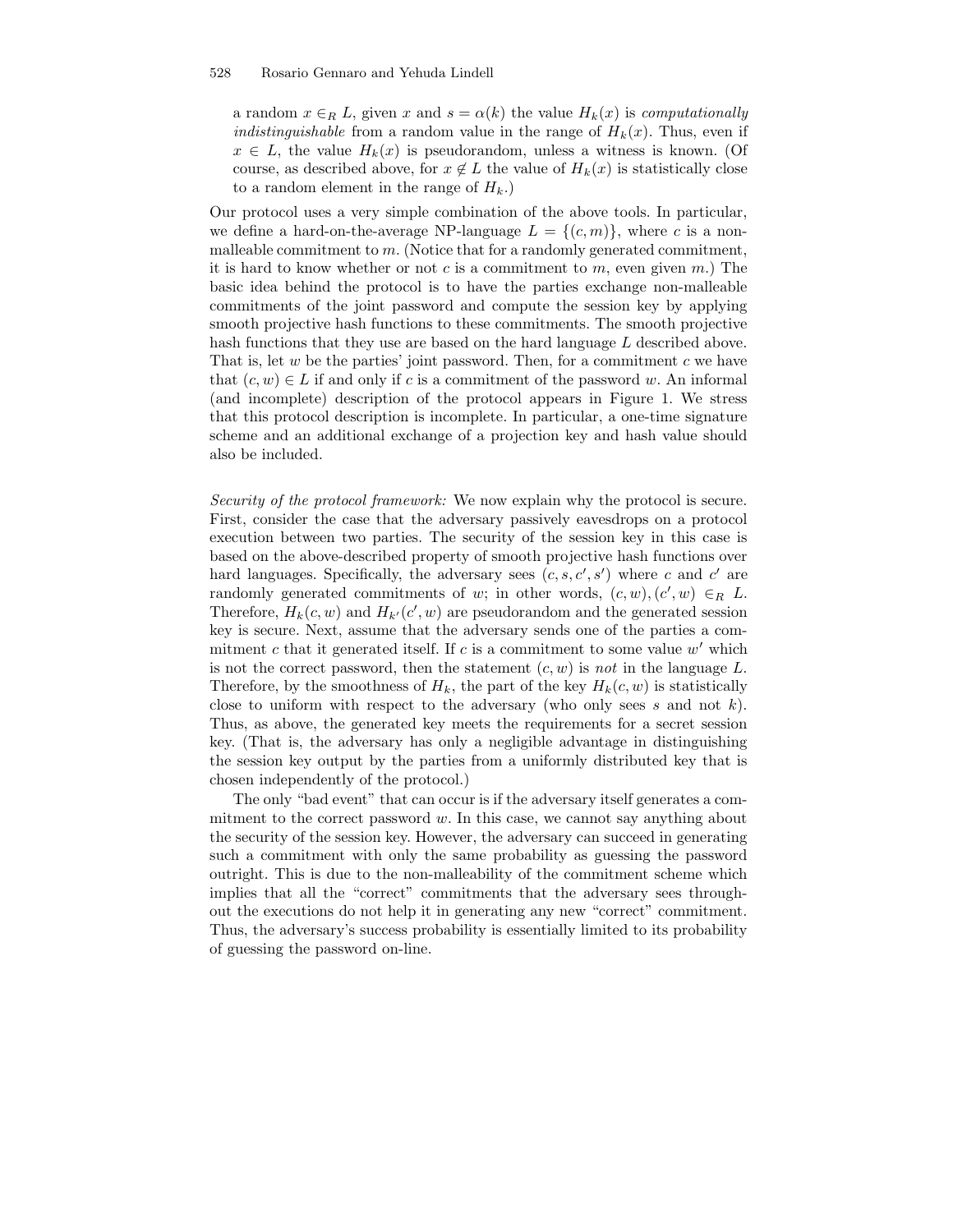a random $x \in_R L$, given $x$ and $s = \alpha(k)$ the value $H_k(x)$ is *computationally indistinguishable* from a random value in the range of $H_k(x)$. Thus, even if $x \in L$, the value $H_k(x)$ is pseudorandom, unless a witness is known. (Of course, as described above, for $x \notin L$ the value of $H_k(x)$ is statistically close to a random element in the range of $H_k$.)

Our protocol uses a very simple combination of the above tools. In particular, we define a hard-on-the-average NP-language $L = \{(c, m)\}$, where $c$ is a non-malleable commitment to $m$. (Notice that for a randomly generated commitment, it is hard to know whether or not $c$ is a commitment to $m$, even given $m$.) The basic idea behind the protocol is to have the parties exchange non-malleable commitments of the joint password and compute the session key by applying smooth projective hash functions to these commitments. The smooth projective hash functions that they use are based on the hard language $L$ described above. That is, let $w$ be the parties' joint password. Then, for a commitment $c$ we have that $(c, w) \in L$ if and only if $c$ is a commitment of the password $w$. An informal (and incomplete) description of the protocol appears in Figure 1. We stress that this protocol description is incomplete. In particular, a one-time signature scheme and an additional exchange of a projection key and hash value should also be included.

*Security of the protocol framework:* We now explain why the protocol is secure. First, consider the case that the adversary passively eavesdrops on a protocol execution between two parties. The security of the session key in this case is based on the above-described property of smooth projective hash functions over hard languages. Specifically, the adversary sees $(c, s, c', s')$ where $c$ and $c'$ are randomly generated commitments of $w$; in other words, $(c, w), (c', w) \in_R L$. Therefore, $H_k(c, w)$ and $H_{k'}(c', w)$ are pseudorandom and the generated session key is secure. Next, assume that the adversary sends one of the parties a commitment $c$ that it generated itself. If $c$ is a commitment to some value $w'$ which is not the correct password, then the statement $(c, w)$ is *not* in the language $L$. Therefore, by the smoothness of $H_k$, the part of the key $H_k(c, w)$ is statistically close to uniform with respect to the adversary (who only sees $s$ and not $k$). Thus, as above, the generated key meets the requirements for a secret session key. (That is, the adversary has only a negligible advantage in distinguishing the session key output by the parties from a uniformly distributed key that is chosen independently of the protocol.)

The only "bad event" that can occur is if the adversary itself generates a commitment to the correct password $w$. In this case, we cannot say anything about the security of the session key. However, the adversary can succeed in generating such a commitment with only the same probability as guessing the password outright. This is due to the non-malleability of the commitment scheme which implies that all the "correct" commitments that the adversary sees throughout the executions do not help it in generating any new "correct" commitment. Thus, the adversary's success probability is essentially limited to its probability of guessing the password on-line.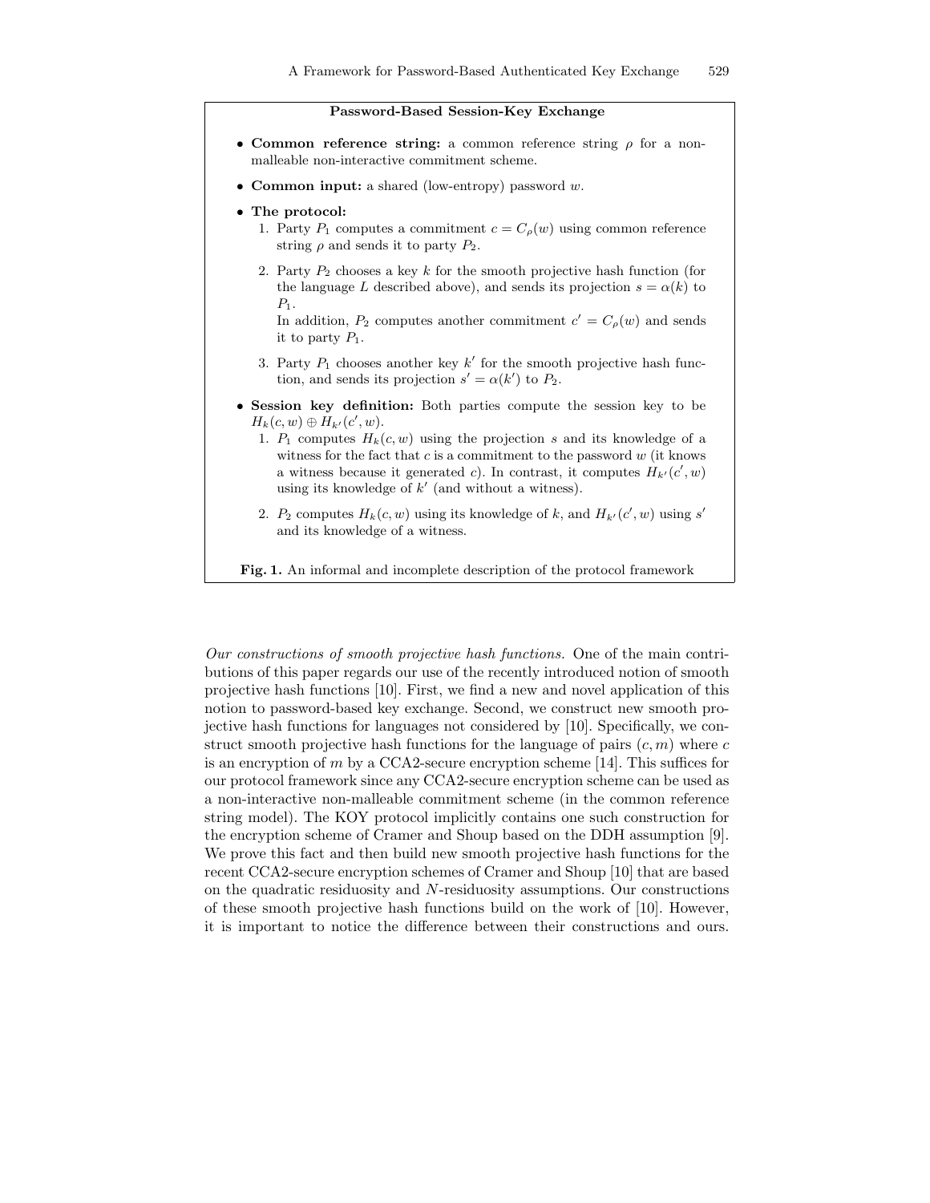**Password-Based Session-Key Exchange**

- **Common reference string:** a common reference string $\rho$ for a non-malleable non-interactive commitment scheme.
- **Common input:** a shared (low-entropy) password $w$.
- **The protocol:**
  1. Party $P_1$ computes a commitment $c = C_\rho(w)$ using common reference string $\rho$ and sends it to party $P_2$.
  2. Party $P_2$ chooses a key $k$ for the smooth projective hash function (for the language $L$ described above), and sends its projection $s = \alpha(k)$ to $P_1$.
     In addition, $P_2$ computes another commitment $c' = C_\rho(w)$ and sends it to party $P_1$.
  3. Party $P_1$ chooses another key $k'$ for the smooth projective hash function, and sends its projection $s' = \alpha(k')$ to $P_2$.
- **Session key definition:** Both parties compute the session key to be $H_k(c, w) \oplus H_{k'}(c', w)$.
  1. $P_1$ computes $H_k(c, w)$ using the projection $s$ and its knowledge of a witness for the fact that $c$ is a commitment to the password $w$ (it knows a witness because it generated $c$). In contrast, it computes $H_{k'}(c', w)$ using its knowledge of $k'$ (and without a witness).
  2. $P_2$ computes $H_k(c, w)$ using its knowledge of $k$, and $H_{k'}(c', w)$ using $s'$ and its knowledge of a witness.

**Fig. 1.** An informal and incomplete description of the protocol framework

*Our constructions of smooth projective hash functions.* One of the main contributions of this paper regards our use of the recently introduced notion of smooth projective hash functions [10]. First, we find a new and novel application of this notion to password-based key exchange. Second, we construct new smooth projective hash functions for languages not considered by [10]. Specifically, we construct smooth projective hash functions for the language of pairs $(c, m)$ where $c$ is an encryption of $m$ by a CCA2-secure encryption scheme [14]. This suffices for our protocol framework since any CCA2-secure encryption scheme can be used as a non-interactive non-malleable commitment scheme (in the common reference string model). The KOY protocol implicitly contains one such construction for the encryption scheme of Cramer and Shoup based on the DDH assumption [9]. We prove this fact and then build new smooth projective hash functions for the recent CCA2-secure encryption schemes of Cramer and Shoup [10] that are based on the quadratic residuosity and $N$-residuosity assumptions. Our constructions of these smooth projective hash functions build on the work of [10]. However, it is important to notice the difference between their constructions and ours.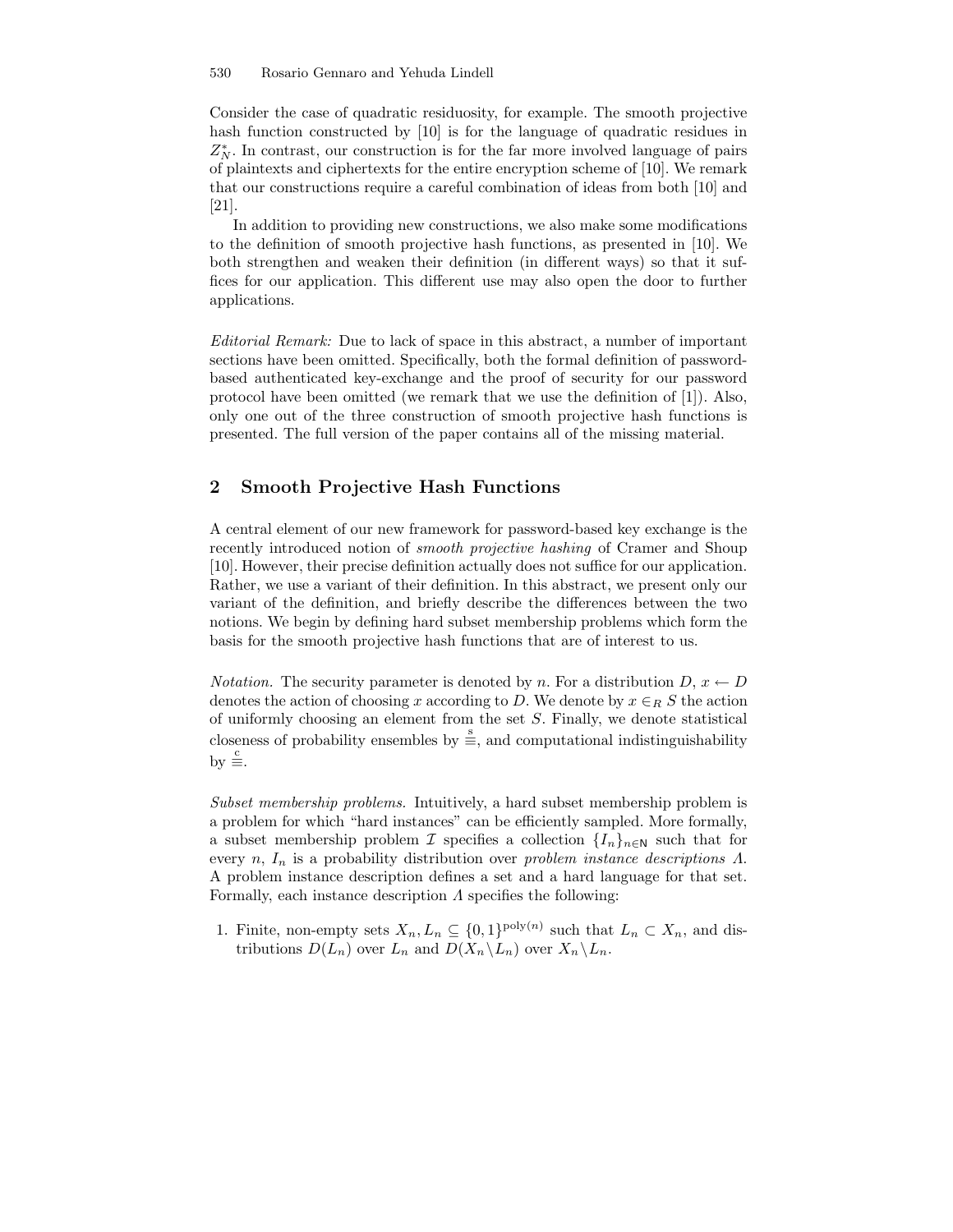Consider the case of quadratic residuosity, for example. The smooth projective hash function constructed by [10] is for the language of quadratic residues in $Z_N^*$. In contrast, our construction is for the far more involved language of pairs of plaintexts and ciphertexts for the entire encryption scheme of [10]. We remark that our constructions require a careful combination of ideas from both [10] and [21].

In addition to providing new constructions, we also make some modifications to the definition of smooth projective hash functions, as presented in [10]. We both strengthen and weaken their definition (in different ways) so that it suffices for our application. This different use may also open the door to further applications.

*Editorial Remark:* Due to lack of space in this abstract, a number of important sections have been omitted. Specifically, both the formal definition of password-based authenticated key-exchange and the proof of security for our password protocol have been omitted (we remark that we use the definition of [1]). Also, only one out of the three construction of smooth projective hash functions is presented. The full version of the paper contains all of the missing material.

## 2 Smooth Projective Hash Functions

A central element of our new framework for password-based key exchange is the recently introduced notion of *smooth projective hashing* of Cramer and Shoup [10]. However, their precise definition actually does not suffice for our application. Rather, we use a variant of their definition. In this abstract, we present only our variant of the definition, and briefly describe the differences between the two notions. We begin by defining hard subset membership problems which form the basis for the smooth projective hash functions that are of interest to us.

*Notation.* The security parameter is denoted by $n$. For a distribution $D$, $x \leftarrow D$ denotes the action of choosing $x$ according to $D$. We denote by $x \in_R S$ the action of uniformly choosing an element from the set $S$. Finally, we denote statistical closeness of probability ensembles by $\overset{s}{\equiv}$, and computational indistinguishability by $\overset{c}{\equiv}$.

*Subset membership problems.* Intuitively, a hard subset membership problem is a problem for which "hard instances" can be efficiently sampled. More formally, a subset membership problem $\mathcal{I}$ specifies a collection $\{I_n\}_{n \in \mathsf{N}}$ such that for every $n$, $I_n$ is a probability distribution over *problem instance descriptions* $\Lambda$. A problem instance description defines a set and a hard language for that set. Formally, each instance description $\Lambda$ specifies the following:

1. Finite, non-empty sets $X_n, L_n \subseteq \{0,1\}^{\text{poly}(n)}$ such that $L_n \subset X_n$, and distributions $D(L_n)$ over $L_n$ and $D(X_n \backslash L_n)$ over $X_n \backslash L_n$.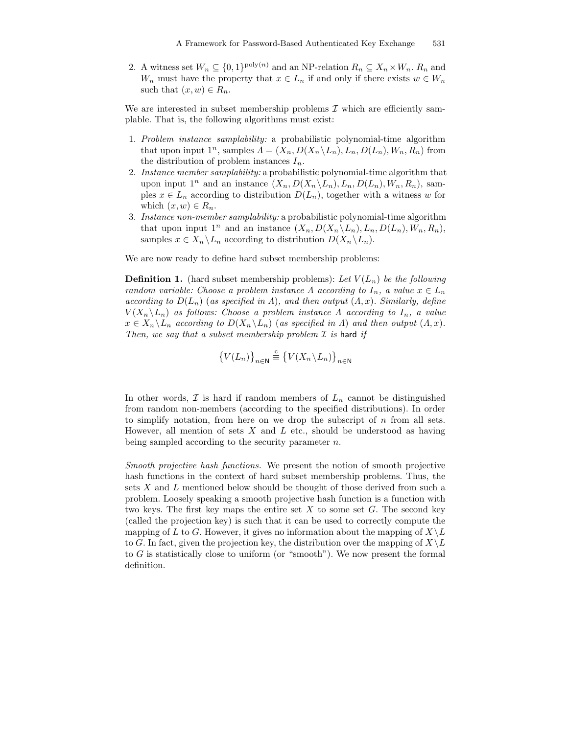2. A witness set $W_n \subseteq \{0,1\}^{\text{poly}(n)}$ and an NP-relation $R_n \subseteq X_n \times W_n$. $R_n$ and $W_n$ must have the property that $x \in L_n$ if and only if there exists $w \in W_n$ such that $(x, w) \in R_n$.

We are interested in subset membership problems $\mathcal{I}$ which are efficiently samplable. That is, the following algorithms must exist:

1. *Problem instance samplability:* a probabilistic polynomial-time algorithm that upon input $1^n$, samples $\Lambda = (X_n, D(X_n \backslash L_n), L_n, D(L_n), W_n, R_n)$ from the distribution of problem instances $I_n$.
2. *Instance member samplability:* a probabilistic polynomial-time algorithm that upon input $1^n$ and an instance $(X_n, D(X_n \backslash L_n), L_n, D(L_n), W_n, R_n)$, samples $x \in L_n$ according to distribution $D(L_n)$, together with a witness $w$ for which $(x, w) \in R_n$.
3. *Instance non-member samplability:* a probabilistic polynomial-time algorithm that upon input $1^n$ and an instance $(X_n, D(X_n \backslash L_n), L_n, D(L_n), W_n, R_n)$, samples $x \in X_n \backslash L_n$ according to distribution $D(X_n \backslash L_n)$.

We are now ready to define hard subset membership problems:

**Definition 1.** (hard subset membership problems): *Let $V(L_n)$ be the following random variable: Choose a problem instance $\Lambda$ according to $I_n$, a value $x \in L_n$ according to $D(L_n)$ (as specified in $\Lambda$), and then output $(\Lambda, x)$. Similarly, define $V(X_n \backslash L_n)$ as follows: Choose a problem instance $\Lambda$ according to $I_n$, a value $x \in X_n \backslash L_n$ according to $D(X_n \backslash L_n)$ (as specified in $\Lambda$) and then output $(\Lambda, x)$. Then, we say that a subset membership problem $\mathcal{I}$ is* hard *if*

$$\left\{V(L_n)\right\}_{n\in\mathsf{N}} \stackrel{\text{c}}{\equiv} \left\{V(X_n \backslash L_n)\right\}_{n\in\mathsf{N}}$$

In other words, $\mathcal{I}$ is hard if random members of $L_n$ cannot be distinguished from random non-members (according to the specified distributions). In order to simplify notation, from here on we drop the subscript of $n$ from all sets. However, all mention of sets $X$ and $L$ etc., should be understood as having being sampled according to the security parameter $n$.

*Smooth projective hash functions.* We present the notion of smooth projective hash functions in the context of hard subset membership problems. Thus, the sets $X$ and $L$ mentioned below should be thought of those derived from such a problem. Loosely speaking a smooth projective hash function is a function with two keys. The first key maps the entire set $X$ to some set $G$. The second key (called the projection key) is such that it can be used to correctly compute the mapping of $L$ to $G$. However, it gives no information about the mapping of $X \backslash L$ to $G$. In fact, given the projection key, the distribution over the mapping of $X \backslash L$ to $G$ is statistically close to uniform (or "smooth"). We now present the formal definition.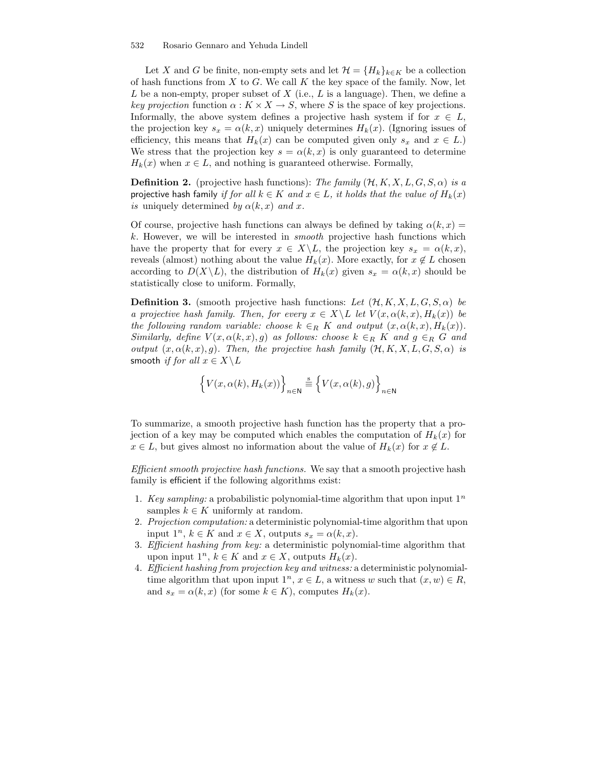Let $X$ and $G$ be finite, non-empty sets and let $\mathcal{H} = \{H_k\}_{k \in K}$ be a collection of hash functions from $X$ to $G$. We call $K$ the key space of the family. Now, let $L$ be a non-empty, proper subset of $X$ (i.e., $L$ is a language). Then, we define a *key projection* function $\alpha : K \times X \to S$, where $S$ is the space of key projections. Informally, the above system defines a projective hash system if for $x \in L$, the projection key $s_x = \alpha(k, x)$ uniquely determines $H_k(x)$. (Ignoring issues of efficiency, this means that $H_k(x)$ can be computed given only $s_x$ and $x \in L$.) We stress that the projection key $s = \alpha(k, x)$ is only guaranteed to determine $H_k(x)$ when $x \in L$, and nothing is guaranteed otherwise. Formally,

**Definition 2.** (projective hash functions): *The family $(\mathcal{H}, K, X, L, G, S, \alpha)$ is a* projective hash family *if for all $k \in K$ and $x \in L$, it holds that the value of $H_k(x)$ is* uniquely determined *by $\alpha(k, x)$ and $x$.*

Of course, projective hash functions can always be defined by taking $\alpha(k, x) = k$. However, we will be interested in *smooth* projective hash functions which have the property that for every $x \in X \backslash L$, the projection key $s_x = \alpha(k, x)$, reveals (almost) nothing about the value $H_k(x)$. More exactly, for $x \notin L$ chosen according to $D(X \backslash L)$, the distribution of $H_k(x)$ given $s_x = \alpha(k, x)$ should be statistically close to uniform. Formally,

**Definition 3.** (smooth projective hash functions: *Let $(\mathcal{H}, K, X, L, G, S, \alpha)$ be a projective hash family. Then, for every $x \in X \backslash L$ let $V(x, \alpha(k, x), H_k(x))$ be the following random variable: choose $k \in_R K$ and output $(x, \alpha(k, x), H_k(x))$. Similarly, define $V(x, \alpha(k, x), g)$ as follows: choose $k \in_R K$ and $g \in_R G$ and output $(x, \alpha(k, x), g)$. Then, the projective hash family $(\mathcal{H}, K, X, L, G, S, \alpha)$ is* smooth *if for all $x \in X \backslash L$*

$$\Big\{ V(x, \alpha(k), H_k(x)) \Big\}_{n \in \mathsf{N}} \stackrel{s}{\equiv} \Big\{ V(x, \alpha(k), g) \Big\}_{n \in \mathsf{N}}$$

To summarize, a smooth projective hash function has the property that a projection of a key may be computed which enables the computation of $H_k(x)$ for $x \in L$, but gives almost no information about the value of $H_k(x)$ for $x \notin L$.

*Efficient smooth projective hash functions.* We say that a smooth projective hash family is efficient if the following algorithms exist:

1. *Key sampling:* a probabilistic polynomial-time algorithm that upon input $1^n$ samples $k \in K$ uniformly at random.
2. *Projection computation:* a deterministic polynomial-time algorithm that upon input $1^n$, $k \in K$ and $x \in X$, outputs $s_x = \alpha(k, x)$.
3. *Efficient hashing from key:* a deterministic polynomial-time algorithm that upon input $1^n$, $k \in K$ and $x \in X$, outputs $H_k(x)$.
4. *Efficient hashing from projection key and witness:* a deterministic polynomial-time algorithm that upon input $1^n$, $x \in L$, a witness $w$ such that $(x, w) \in R$, and $s_x = \alpha(k, x)$ (for some $k \in K$), computes $H_k(x)$.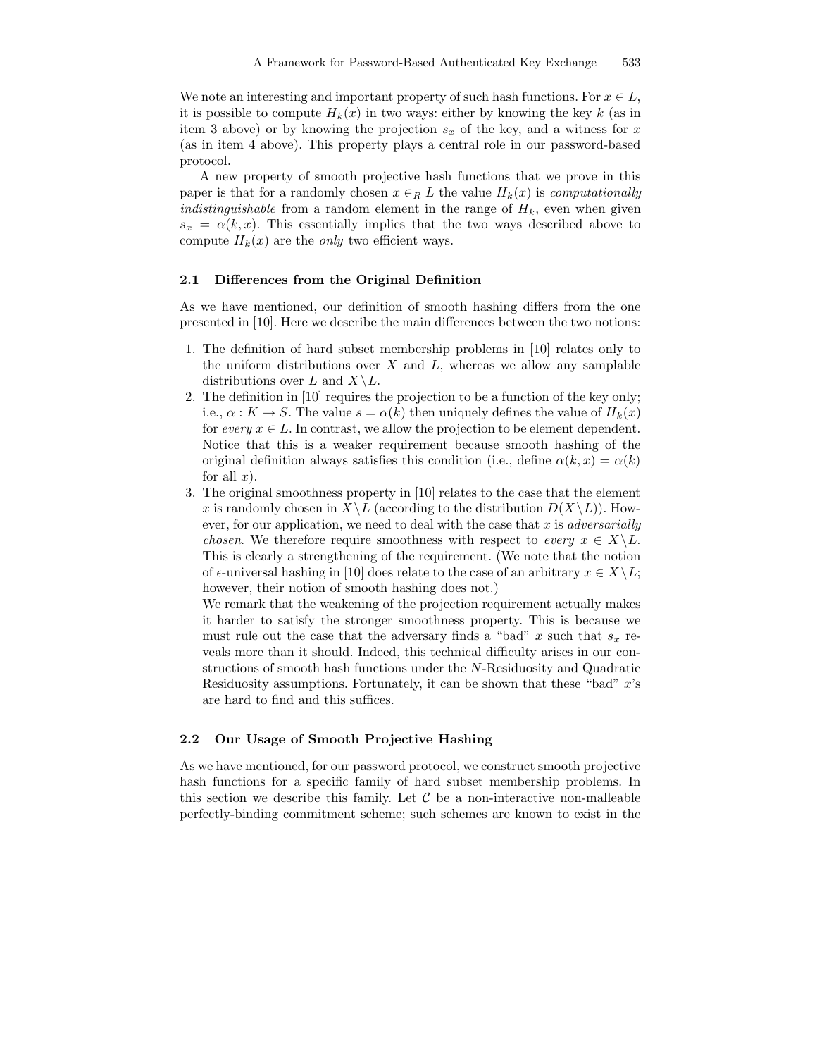We note an interesting and important property of such hash functions. For $x \in L$, it is possible to compute $H_k(x)$ in two ways: either by knowing the key $k$ (as in item 3 above) or by knowing the projection $s_x$ of the key, and a witness for $x$ (as in item 4 above). This property plays a central role in our password-based protocol.

A new property of smooth projective hash functions that we prove in this paper is that for a randomly chosen $x \in_R L$ the value $H_k(x)$ is *computationally indistinguishable* from a random element in the range of $H_k$, even when given $s_x = \alpha(k, x)$. This essentially implies that the two ways described above to compute $H_k(x)$ are the *only* two efficient ways.

### 2.1 Differences from the Original Definition

As we have mentioned, our definition of smooth hashing differs from the one presented in [10]. Here we describe the main differences between the two notions:

1. The definition of hard subset membership problems in [10] relates only to the uniform distributions over $X$ and $L$, whereas we allow any samplable distributions over $L$ and $X \setminus L$.
2. The definition in [10] requires the projection to be a function of the key only; i.e., $\alpha : K \to S$. The value $s = \alpha(k)$ then uniquely defines the value of $H_k(x)$ for *every* $x \in L$. In contrast, we allow the projection to be element dependent. Notice that this is a weaker requirement because smooth hashing of the original definition always satisfies this condition (i.e., define $\alpha(k, x) = \alpha(k)$ for all $x$).
3. The original smoothness property in [10] relates to the case that the element $x$ is randomly chosen in $X \setminus L$ (according to the distribution $D(X \setminus L)$). However, for our application, we need to deal with the case that $x$ is *adversarially chosen*. We therefore require smoothness with respect to *every* $x \in X \setminus L$. This is clearly a strengthening of the requirement. (We note that the notion of $\epsilon$-universal hashing in [10] does relate to the case of an arbitrary $x \in X \setminus L$; however, their notion of smooth hashing does not.)

   We remark that the weakening of the projection requirement actually makes it harder to satisfy the stronger smoothness property. This is because we must rule out the case that the adversary finds a "bad" $x$ such that $s_x$ reveals more than it should. Indeed, this technical difficulty arises in our constructions of smooth hash functions under the $N$-Residuosity and Quadratic Residuosity assumptions. Fortunately, it can be shown that these "bad" $x$'s are hard to find and this suffices.

### 2.2 Our Usage of Smooth Projective Hashing

As we have mentioned, for our password protocol, we construct smooth projective hash functions for a specific family of hard subset membership problems. In this section we describe this family. Let $\mathcal{C}$ be a non-interactive non-malleable perfectly-binding commitment scheme; such schemes are known to exist in the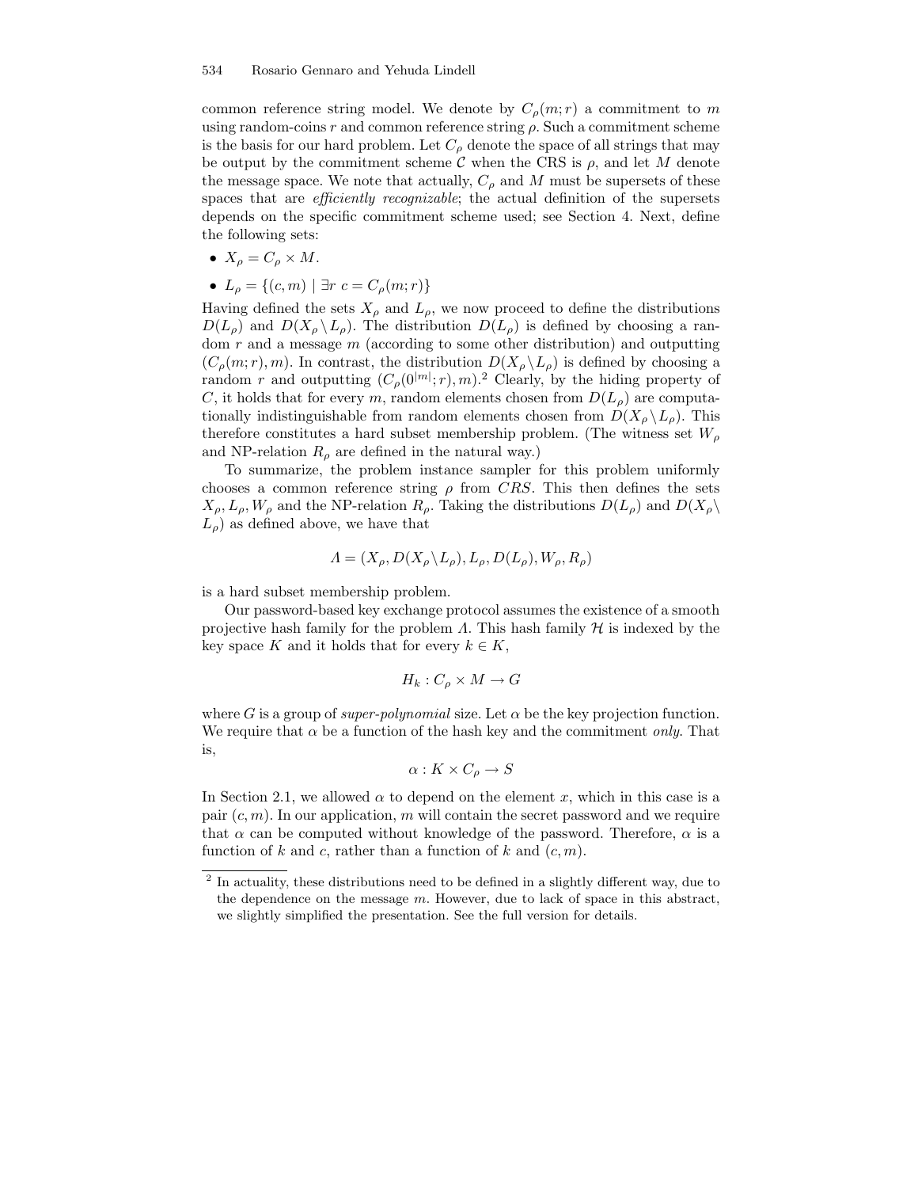common reference string model. We denote by $C_\rho(m;r)$ a commitment to $m$ using random-coins $r$ and common reference string $\rho$. Such a commitment scheme is the basis for our hard problem. Let $C_\rho$ denote the space of all strings that may be output by the commitment scheme $\mathcal{C}$ when the CRS is $\rho$, and let $M$ denote the message space. We note that actually, $C_\rho$ and $M$ must be supersets of these spaces that are *efficiently recognizable*; the actual definition of the supersets depends on the specific commitment scheme used; see Section 4. Next, define the following sets:

- $X_\rho = C_\rho \times M$.
- $L_\rho = \{(c, m) \mid \exists r \; c = C_\rho(m;r)\}$

Having defined the sets $X_\rho$ and $L_\rho$, we now proceed to define the distributions $D(L_\rho)$ and $D(X_\rho \setminus L_\rho)$. The distribution $D(L_\rho)$ is defined by choosing a random $r$ and a message $m$ (according to some other distribution) and outputting $(C_\rho(m;r), m)$. In contrast, the distribution $D(X_\rho \setminus L_\rho)$ is defined by choosing a random $r$ and outputting $(C_\rho(0^{|m|};r), m)$.[2] Clearly, by the hiding property of $C$, it holds that for every $m$, random elements chosen from $D(L_\rho)$ are computationally indistinguishable from random elements chosen from $D(X_\rho \setminus L_\rho)$. This therefore constitutes a hard subset membership problem. (The witness set $W_\rho$ and NP-relation $R_\rho$ are defined in the natural way.)

To summarize, the problem instance sampler for this problem uniformly chooses a common reference string $\rho$ from $CRS$. This then defines the sets $X_\rho, L_\rho, W_\rho$ and the NP-relation $R_\rho$. Taking the distributions $D(L_\rho)$ and $D(X_\rho \setminus L_\rho)$ as defined above, we have that

$$\Lambda = (X_\rho, D(X_\rho \setminus L_\rho), L_\rho, D(L_\rho), W_\rho, R_\rho)$$

is a hard subset membership problem.

Our password-based key exchange protocol assumes the existence of a smooth projective hash family for the problem $\Lambda$. This hash family $\mathcal{H}$ is indexed by the key space $K$ and it holds that for every $k \in K$,

$$H_k : C_\rho \times M \rightarrow G$$

where $G$ is a group of *super-polynomial* size. Let $\alpha$ be the key projection function. We require that $\alpha$ be a function of the hash key and the commitment *only*. That is,

$$\alpha : K \times C_\rho \rightarrow S$$

In Section 2.1, we allowed $\alpha$ to depend on the element $x$, which in this case is a pair $(c, m)$. In our application, $m$ will contain the secret password and we require that $\alpha$ can be computed without knowledge of the password. Therefore, $\alpha$ is a function of $k$ and $c$, rather than a function of $k$ and $(c, m)$.

---

[2] In actuality, these distributions need to be defined in a slightly different way, due to the dependence on the message $m$. However, due to lack of space in this abstract, we slightly simplified the presentation. See the full version for details.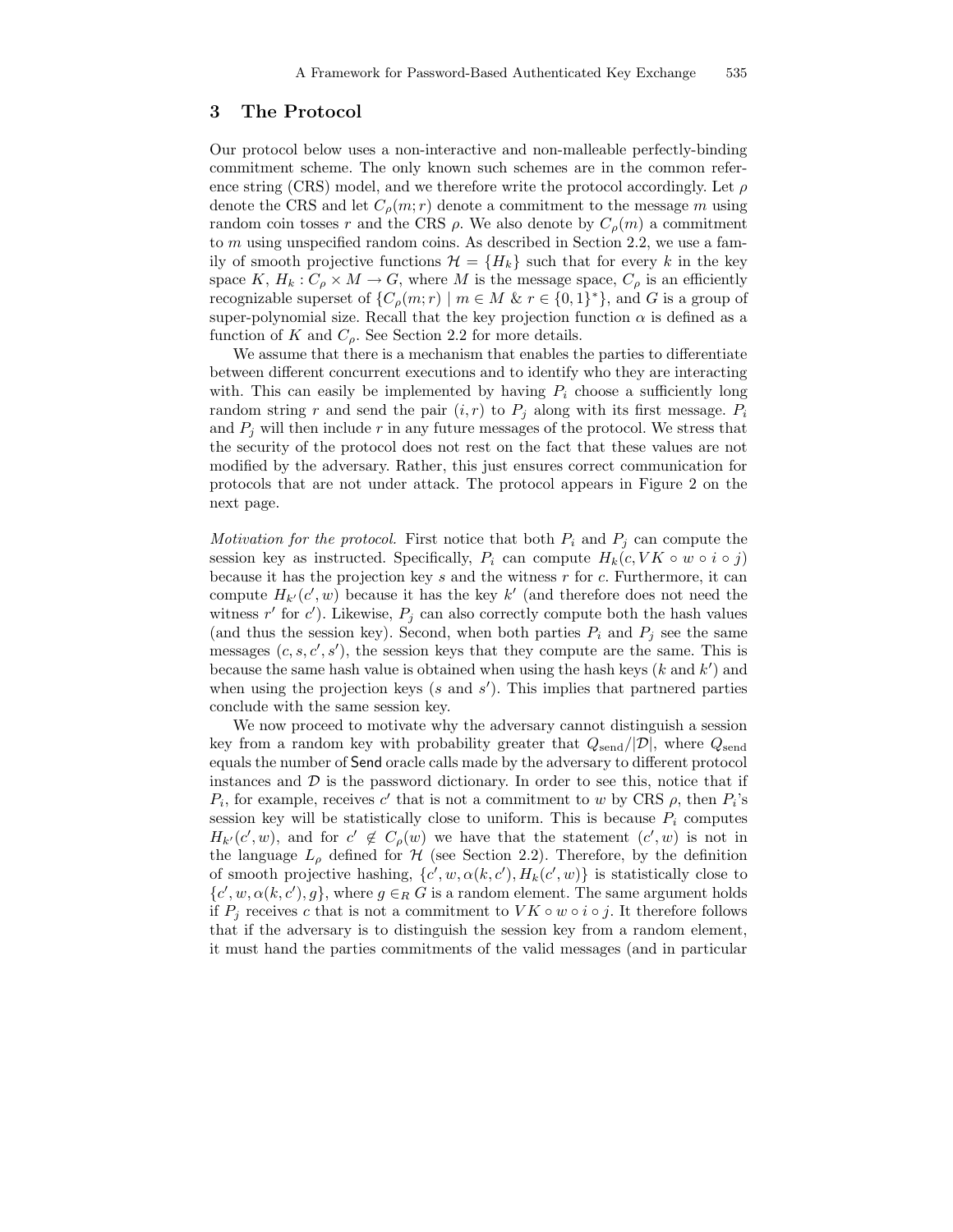## 3 The Protocol

Our protocol below uses a non-interactive and non-malleable perfectly-binding commitment scheme. The only known such schemes are in the common reference string (CRS) model, and we therefore write the protocol accordingly. Let $\rho$ denote the CRS and let $C_\rho(m; r)$ denote a commitment to the message $m$ using random coin tosses $r$ and the CRS $\rho$. We also denote by $C_\rho(m)$ a commitment to $m$ using unspecified random coins. As described in Section 2.2, we use a family of smooth projective functions $\mathcal{H} = \{H_k\}$ such that for every $k$ in the key space $K$, $H_k : C_\rho \times M \to G$, where $M$ is the message space, $C_\rho$ is an efficiently recognizable superset of $\{C_\rho(m; r) \mid m \in M \ \& \ r \in \{0,1\}^*\}$, and $G$ is a group of super-polynomial size. Recall that the key projection function $\alpha$ is defined as a function of $K$ and $C_\rho$. See Section 2.2 for more details.

We assume that there is a mechanism that enables the parties to differentiate between different concurrent executions and to identify who they are interacting with. This can easily be implemented by having $P_i$ choose a sufficiently long random string $r$ and send the pair $(i, r)$ to $P_j$ along with its first message. $P_i$ and $P_j$ will then include $r$ in any future messages of the protocol. We stress that the security of the protocol does not rest on the fact that these values are not modified by the adversary. Rather, this just ensures correct communication for protocols that are not under attack. The protocol appears in Figure 2 on the next page.

*Motivation for the protocol.* First notice that both $P_i$ and $P_j$ can compute the session key as instructed. Specifically, $P_i$ can compute $H_k(c, VK \circ w \circ i \circ j)$ because it has the projection key $s$ and the witness $r$ for $c$. Furthermore, it can compute $H_{k'}(c', w)$ because it has the key $k'$ (and therefore does not need the witness $r'$ for $c'$). Likewise, $P_j$ can also correctly compute both the hash values (and thus the session key). Second, when both parties $P_i$ and $P_j$ see the same messages $(c, s, c', s')$, the session keys that they compute are the same. This is because the same hash value is obtained when using the hash keys ($k$ and $k'$) and when using the projection keys ($s$ and $s'$). This implies that partnered parties conclude with the same session key.

We now proceed to motivate why the adversary cannot distinguish a session key from a random key with probability greater that $Q_{\text{send}}/|\mathcal{D}|$, where $Q_{\text{send}}$ equals the number of Send oracle calls made by the adversary to different protocol instances and $\mathcal{D}$ is the password dictionary. In order to see this, notice that if $P_i$, for example, receives $c'$ that is not a commitment to $w$ by CRS $\rho$, then $P_i$'s session key will be statistically close to uniform. This is because $P_i$ computes $H_{k'}(c', w)$, and for $c' \notin C_\rho(w)$ we have that the statement $(c', w)$ is not in the language $L_\rho$ defined for $\mathcal{H}$ (see Section 2.2). Therefore, by the definition of smooth projective hashing, $\{c', w, \alpha(k, c'), H_k(c', w)\}$ is statistically close to $\{c', w, \alpha(k, c'), g\}$, where $g \in_R G$ is a random element. The same argument holds if $P_j$ receives $c$ that is not a commitment to $VK \circ w \circ i \circ j$. It therefore follows that if the adversary is to distinguish the session key from a random element, it must hand the parties commitments of the valid messages (and in particular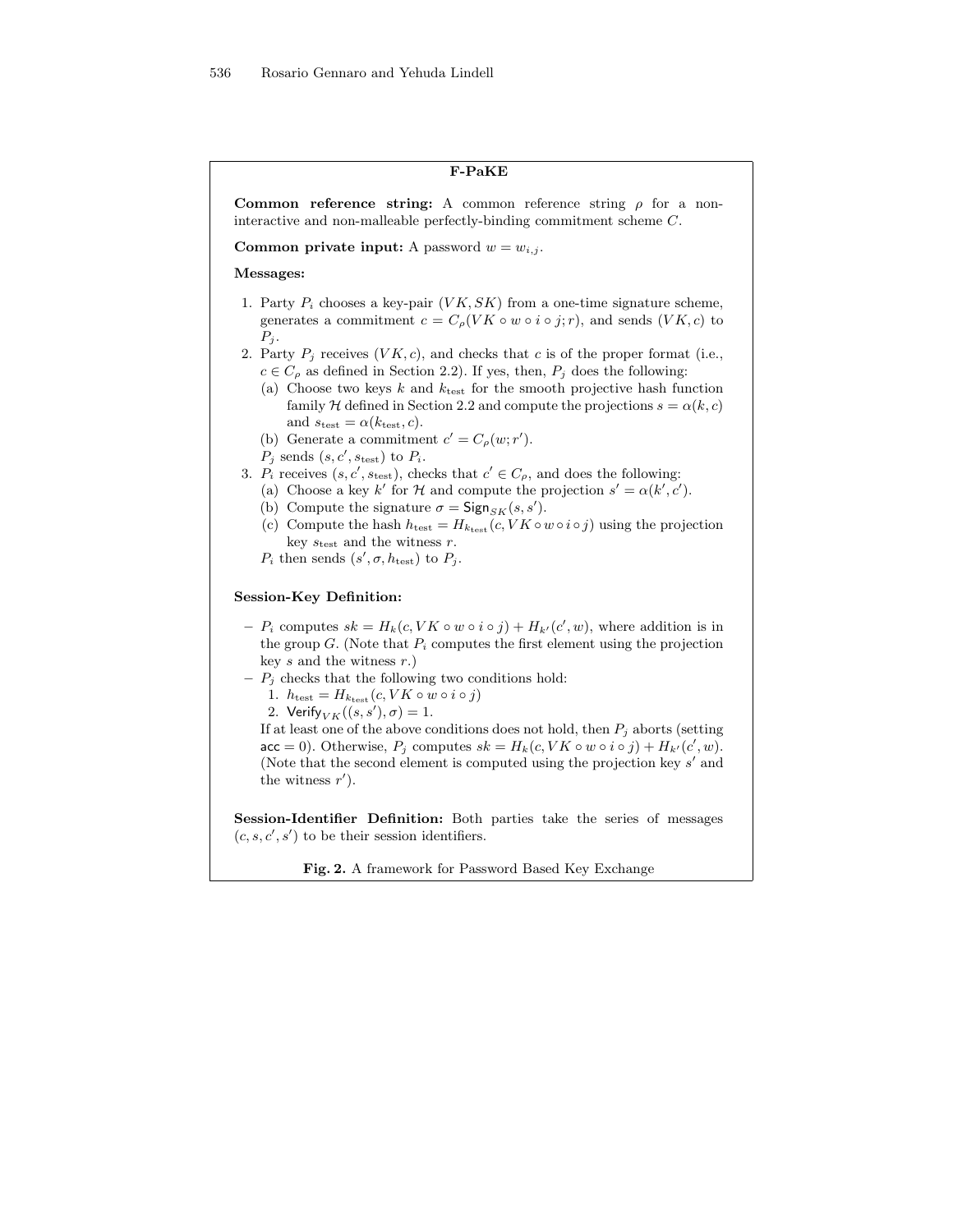**F-PaKE**

**Common reference string:** A common reference string $\rho$ for a non-interactive and non-malleable perfectly-binding commitment scheme $C$.

**Common private input:** A password $w = w_{i,j}$.

**Messages:**

1. Party $P_i$ chooses a key-pair $(VK, SK)$ from a one-time signature scheme, generates a commitment $c = C_\rho(VK \circ w \circ i \circ j; r)$, and sends $(VK, c)$ to $P_j$.
2. Party $P_j$ receives $(VK, c)$, and checks that $c$ is of the proper format (i.e., $c \in C_\rho$ as defined in Section 2.2). If yes, then, $P_j$ does the following:
   (a) Choose two keys $k$ and $k_{\text{test}}$ for the smooth projective hash function family $\mathcal{H}$ defined in Section 2.2 and compute the projections $s = \alpha(k, c)$ and $s_{\text{test}} = \alpha(k_{\text{test}}, c)$.
   (b) Generate a commitment $c' = C_\rho(w; r')$.
   $P_j$ sends $(s, c', s_{\text{test}})$ to $P_i$.
3. $P_i$ receives $(s, c', s_{\text{test}})$, checks that $c' \in C_\rho$, and does the following:
   (a) Choose a key $k'$ for $\mathcal{H}$ and compute the projection $s' = \alpha(k', c')$.
   (b) Compute the signature $\sigma = \mathsf{Sign}_{SK}(s, s')$.
   (c) Compute the hash $h_{\text{test}} = H_{k_{\text{test}}}(c, VK \circ w \circ i \circ j)$ using the projection key $s_{\text{test}}$ and the witness $r$.
   $P_i$ then sends $(s', \sigma, h_{\text{test}})$ to $P_j$.

**Session-Key Definition:**

- $P_i$ computes $sk = H_k(c, VK \circ w \circ i \circ j) + H_{k'}(c', w)$, where addition is in the group $G$. (Note that $P_i$ computes the first element using the projection key $s$ and the witness $r$.)
- $P_j$ checks that the following two conditions hold:
  1. $h_{\text{test}} = H_{k_{\text{test}}}(c, VK \circ w \circ i \circ j)$
  2. $\mathsf{Verify}_{VK}((s, s'), \sigma) = 1$.

  If at least one of the above conditions does not hold, then $P_j$ aborts (setting $\mathsf{acc} = 0$). Otherwise, $P_j$ computes $sk = H_k(c, VK \circ w \circ i \circ j) + H_{k'}(c', w)$. (Note that the second element is computed using the projection key $s'$ and the witness $r'$).

**Session-Identifier Definition:** Both parties take the series of messages $(c, s, c', s')$ to be their session identifiers.

**Fig. 2.** A framework for Password Based Key Exchange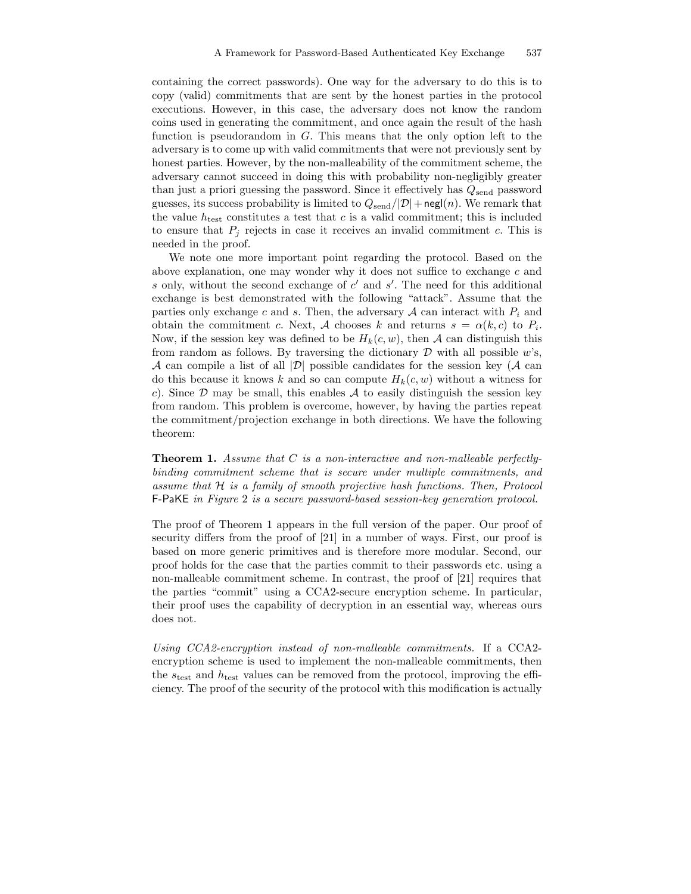containing the correct passwords). One way for the adversary to do this is to copy (valid) commitments that are sent by the honest parties in the protocol executions. However, in this case, the adversary does not know the random coins used in generating the commitment, and once again the result of the hash function is pseudorandom in $G$. This means that the only option left to the adversary is to come up with valid commitments that were not previously sent by honest parties. However, by the non-malleability of the commitment scheme, the adversary cannot succeed in doing this with probability non-negligibly greater than just a priori guessing the password. Since it effectively has $Q_{\text{send}}$ password guesses, its success probability is limited to $Q_{\text{send}}/|\mathcal{D}| + \mathsf{negl}(n)$. We remark that the value $h_{\text{test}}$ constitutes a test that $c$ is a valid commitment; this is included to ensure that $P_j$ rejects in case it receives an invalid commitment $c$. This is needed in the proof.

We note one more important point regarding the protocol. Based on the above explanation, one may wonder why it does not suffice to exchange $c$ and $s$ only, without the second exchange of $c'$ and $s'$. The need for this additional exchange is best demonstrated with the following "attack". Assume that the parties only exchange $c$ and $s$. Then, the adversary $\mathcal{A}$ can interact with $P_i$ and obtain the commitment $c$. Next, $\mathcal{A}$ chooses $k$ and returns $s = \alpha(k, c)$ to $P_i$. Now, if the session key was defined to be $H_k(c, w)$, then $\mathcal{A}$ can distinguish this from random as follows. By traversing the dictionary $\mathcal{D}$ with all possible $w$'s, $\mathcal{A}$ can compile a list of all $|\mathcal{D}|$ possible candidates for the session key ($\mathcal{A}$ can do this because it knows $k$ and so can compute $H_k(c, w)$ without a witness for $c$). Since $\mathcal{D}$ may be small, this enables $\mathcal{A}$ to easily distinguish the session key from random. This problem is overcome, however, by having the parties repeat the commitment/projection exchange in both directions. We have the following theorem:

**Theorem 1.** *Assume that $C$ is a non-interactive and non-malleable perfectly-binding commitment scheme that is secure under multiple commitments, and assume that $\mathcal{H}$ is a family of smooth projective hash functions. Then, Protocol* F-PaKE *in Figure 2 is a secure password-based session-key generation protocol.*

The proof of Theorem 1 appears in the full version of the paper. Our proof of security differs from the proof of [21] in a number of ways. First, our proof is based on more generic primitives and is therefore more modular. Second, our proof holds for the case that the parties commit to their passwords etc. using a non-malleable commitment scheme. In contrast, the proof of [21] requires that the parties "commit" using a CCA2-secure encryption scheme. In particular, their proof uses the capability of decryption in an essential way, whereas ours does not.

*Using CCA2-encryption instead of non-malleable commitments.* If a CCA2-encryption scheme is used to implement the non-malleable commitments, then the $s_{\text{test}}$ and $h_{\text{test}}$ values can be removed from the protocol, improving the efficiency. The proof of the security of the protocol with this modification is actually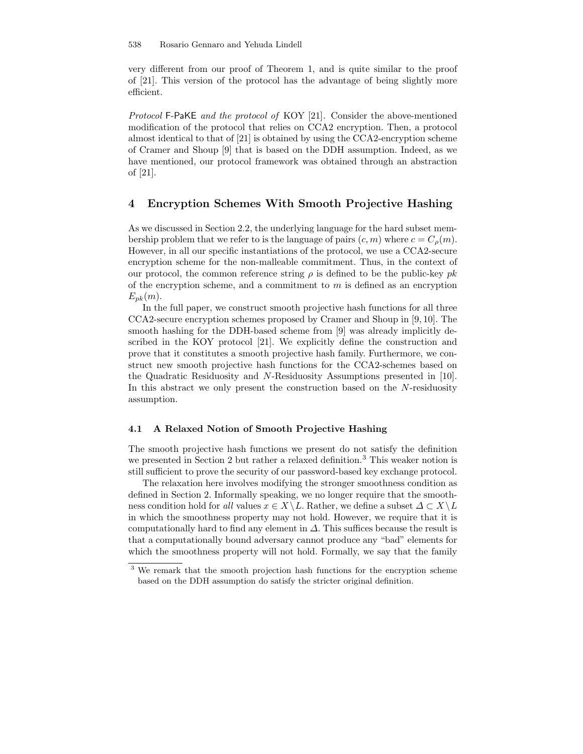very different from our proof of Theorem 1, and is quite similar to the proof of [21]. This version of the protocol has the advantage of being slightly more efficient.

*Protocol* F-PaKE *and the protocol of* KOY [21]. Consider the above-mentioned modification of the protocol that relies on CCA2 encryption. Then, a protocol almost identical to that of [21] is obtained by using the CCA2-encryption scheme of Cramer and Shoup [9] that is based on the DDH assumption. Indeed, as we have mentioned, our protocol framework was obtained through an abstraction of [21].

## 4 Encryption Schemes With Smooth Projective Hashing

As we discussed in Section 2.2, the underlying language for the hard subset membership problem that we refer to is the language of pairs $(c, m)$ where $c = C_\rho(m)$. However, in all our specific instantiations of the protocol, we use a CCA2-secure encryption scheme for the non-malleable commitment. Thus, in the context of our protocol, the common reference string $\rho$ is defined to be the public-key $pk$ of the encryption scheme, and a commitment to $m$ is defined as an encryption $E_{pk}(m)$.

In the full paper, we construct smooth projective hash functions for all three CCA2-secure encryption schemes proposed by Cramer and Shoup in [9, 10]. The smooth hashing for the DDH-based scheme from [9] was already implicitly described in the KOY protocol [21]. We explicitly define the construction and prove that it constitutes a smooth projective hash family. Furthermore, we construct new smooth projective hash functions for the CCA2-schemes based on the Quadratic Residuosity and $N$-Residuosity Assumptions presented in [10]. In this abstract we only present the construction based on the $N$-residuosity assumption.

### 4.1 A Relaxed Notion of Smooth Projective Hashing

The smooth projective hash functions we present do not satisfy the definition we presented in Section 2 but rather a relaxed definition.[3] This weaker notion is still sufficient to prove the security of our password-based key exchange protocol.

The relaxation here involves modifying the stronger smoothness condition as defined in Section 2. Informally speaking, we no longer require that the smoothness condition hold for *all* values $x \in X \setminus L$. Rather, we define a subset $\Delta \subset X \setminus L$ in which the smoothness property may not hold. However, we require that it is computationally hard to find any element in $\Delta$. This suffices because the result is that a computationally bound adversary cannot produce any "bad" elements for which the smoothness property will not hold. Formally, we say that the family

[3] We remark that the smooth projection hash functions for the encryption scheme based on the DDH assumption do satisfy the stricter original definition.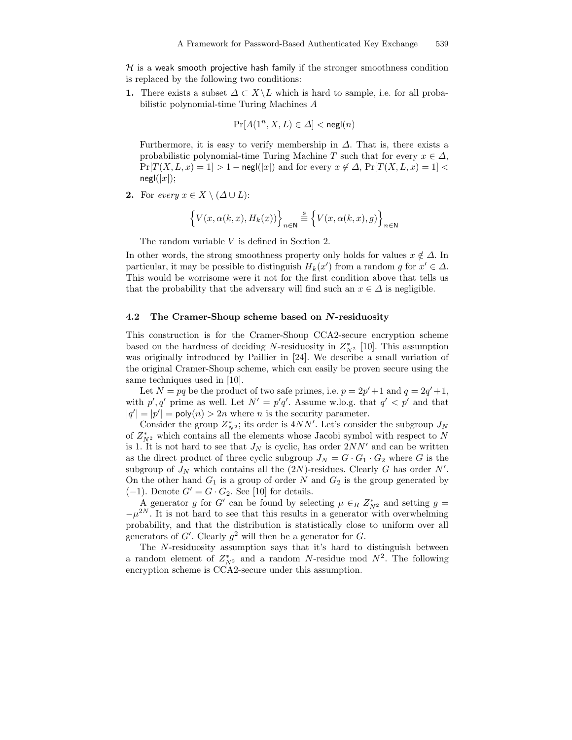$\mathcal{H}$ is a weak smooth projective hash family if the stronger smoothness condition is replaced by the following two conditions:

**1.** There exists a subset $\Delta \subset X \backslash L$ which is hard to sample, i.e. for all probabilistic polynomial-time Turing Machines $A$

$$\Pr[A(1^n, X, L) \in \Delta] < \mathsf{negl}(n)$$

Furthermore, it is easy to verify membership in $\Delta$. That is, there exists a probabilistic polynomial-time Turing Machine $T$ such that for every $x \in \Delta$, $\Pr[T(X, L, x) = 1] > 1 - \mathsf{negl}(|x|)$ and for every $x \notin \Delta$, $\Pr[T(X, L, x) = 1] < \mathsf{negl}(|x|)$;

**2.** For *every* $x \in X \setminus (\Delta \cup L)$:

$$\Big\{V(x, \alpha(k, x), H_k(x))\Big\}_{n \in \mathsf{N}} \stackrel{\text{s}}{\equiv} \Big\{V(x, \alpha(k, x), g)\Big\}_{n \in \mathsf{N}}$$

The random variable $V$ is defined in Section 2.

In other words, the strong smoothness property only holds for values $x \notin \Delta$. In particular, it may be possible to distinguish $H_k(x')$ from a random $g$ for $x' \in \Delta$. This would be worrisome were it not for the first condition above that tells us that the probability that the adversary will find such an $x \in \Delta$ is negligible.

### 4.2 The Cramer-Shoup scheme based on $N$-residuosity

This construction is for the Cramer-Shoup CCA2-secure encryption scheme based on the hardness of deciding $N$-residuosity in $Z^*_{N^2}$ [10]. This assumption was originally introduced by Paillier in [24]. We describe a small variation of the original Cramer-Shoup scheme, which can easily be proven secure using the same techniques used in [10].

Let $N = pq$ be the product of two safe primes, i.e. $p = 2p' + 1$ and $q = 2q' + 1$, with $p', q'$ prime as well. Let $N' = p'q'$. Assume w.lo.g. that $q' < p'$ and that $|q'| = |p'| = \mathsf{poly}(n) > 2n$ where $n$ is the security parameter.

Consider the group $Z^*_{N^2}$; its order is $4NN'$. Let's consider the subgroup $J_N$ of $Z^*_{N^2}$ which contains all the elements whose Jacobi symbol with respect to $N$ is 1. It is not hard to see that $J_N$ is cyclic, has order $2NN'$ and can be written as the direct product of three cyclic subgroup $J_N = G \cdot G_1 \cdot G_2$ where $G$ is the subgroup of $J_N$ which contains all the $(2N)$-residues. Clearly $G$ has order $N'$. On the other hand $G_1$ is a group of order $N$ and $G_2$ is the group generated by $(-1)$. Denote $G' = G \cdot G_2$. See [10] for details.

A generator $g$ for $G'$ can be found by selecting $\mu \in_R Z^*_{N^2}$ and setting $g = -\mu^{2N}$. It is not hard to see that this results in a generator with overwhelming probability, and that the distribution is statistically close to uniform over all generators of $G'$. Clearly $g^2$ will then be a generator for $G$.

The $N$-residuosity assumption says that it's hard to distinguish between a random element of $Z^*_{N^2}$ and a random $N$-residue mod $N^2$. The following encryption scheme is CCA2-secure under this assumption.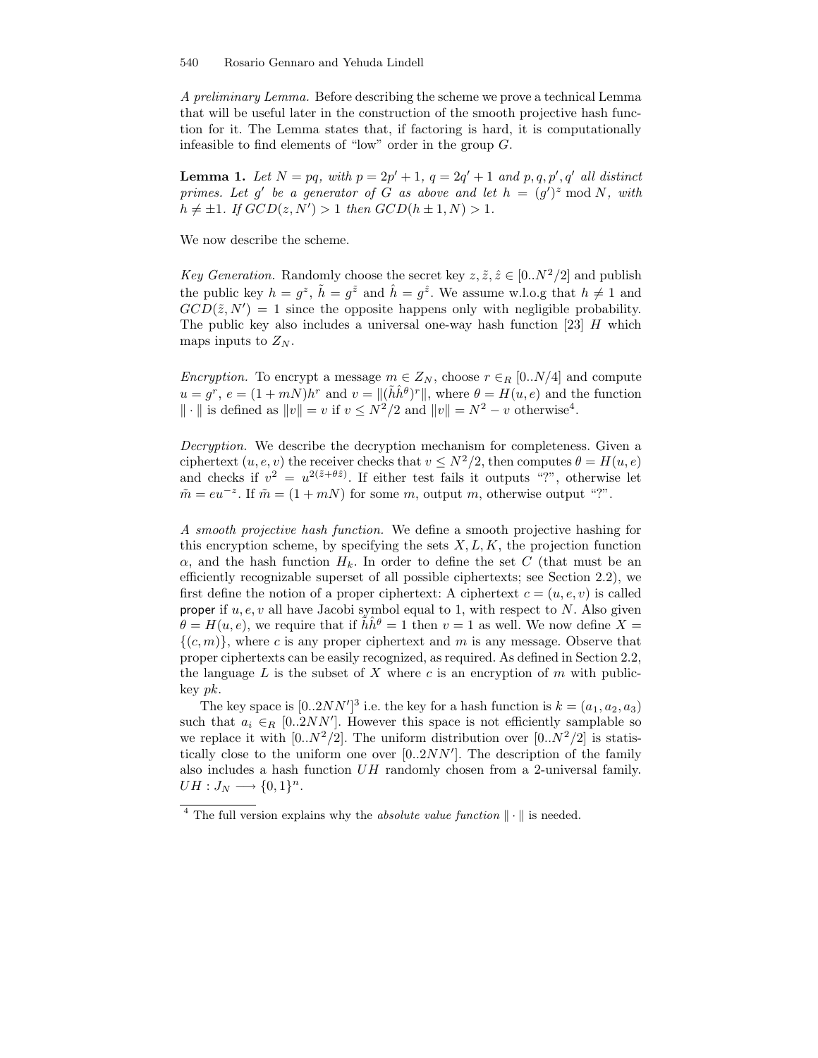*A preliminary Lemma.* Before describing the scheme we prove a technical Lemma that will be useful later in the construction of the smooth projective hash function for it. The Lemma states that, if factoring is hard, it is computationally infeasible to find elements of "low" order in the group $G$.

**Lemma 1.** *Let $N = pq$, with $p = 2p' + 1$, $q = 2q' + 1$ and $p, q, p', q'$ all distinct primes. Let $g'$ be a generator of $G$ as above and let $h = (g')^z \bmod N$, with $h \neq \pm 1$. If $GCD(z, N') > 1$ then $GCD(h \pm 1, N) > 1$.*

We now describe the scheme.

*Key Generation.* Randomly choose the secret key $z, \tilde{z}, \hat{z} \in [0..N^2/2]$ and publish the public key $h = g^z$, $\tilde{h} = g^{\tilde{z}}$ and $\hat{h} = g^{\hat{z}}$. We assume w.l.o.g that $h \neq 1$ and $GCD(\tilde{z}, N') = 1$ since the opposite happens only with negligible probability. The public key also includes a universal one-way hash function [23] $H$ which maps inputs to $Z_N$.

*Encryption.* To encrypt a message $m \in Z_N$, choose $r \in_R [0..N/4]$ and compute $u = g^r$, $e = (1 + mN)h^r$ and $v = \|(\tilde{h}\hat{h}^\theta)^r\|$, where $\theta = H(u, e)$ and the function $\| \cdot \|$ is defined as $\|v\| = v$ if $v \leq N^2/2$ and $\|v\| = N^2 - v$ otherwise[4].

*Decryption.* We describe the decryption mechanism for completeness. Given a ciphertext $(u, e, v)$ the receiver checks that $v \leq N^2/2$, then computes $\theta = H(u, e)$ and checks if $v^2 = u^{2(\tilde{z} + \theta\hat{z})}$. If either test fails it outputs "?", otherwise let $\tilde{m} = eu^{-z}$. If $\tilde{m} = (1 + mN)$ for some $m$, output $m$, otherwise output "?".

*A smooth projective hash function.* We define a smooth projective hashing for this encryption scheme, by specifying the sets $X, L, K$, the projection function $\alpha$, and the hash function $H_k$. In order to define the set $C$ (that must be an efficiently recognizable superset of all possible ciphertexts; see Section 2.2), we first define the notion of a proper ciphertext: A ciphertext $c = (u, e, v)$ is called proper if $u, e, v$ all have Jacobi symbol equal to 1, with respect to $N$. Also given $\theta = H(u, e)$, we require that if $\tilde{h}\hat{h}^\theta = 1$ then $v = 1$ as well. We now define $X = \{(c, m)\}$, where $c$ is any proper ciphertext and $m$ is any message. Observe that proper ciphertexts can be easily recognized, as required. As defined in Section 2.2, the language $L$ is the subset of $X$ where $c$ is an encryption of $m$ with public-key $pk$.

The key space is $[0..2NN']^3$ i.e. the key for a hash function is $k = (a_1, a_2, a_3)$ such that $a_i \in_R [0..2NN']$. However this space is not efficiently samplable so we replace it with $[0..N^2/2]$. The uniform distribution over $[0..N^2/2]$ is statistically close to the uniform one over $[0..2NN']$. The description of the family also includes a hash function $UH$ randomly chosen from a 2-universal family. $UH : J_N \longrightarrow \{0, 1\}^n$.

---

[4] The full version explains why the *absolute value function* $\| \cdot \|$ is needed.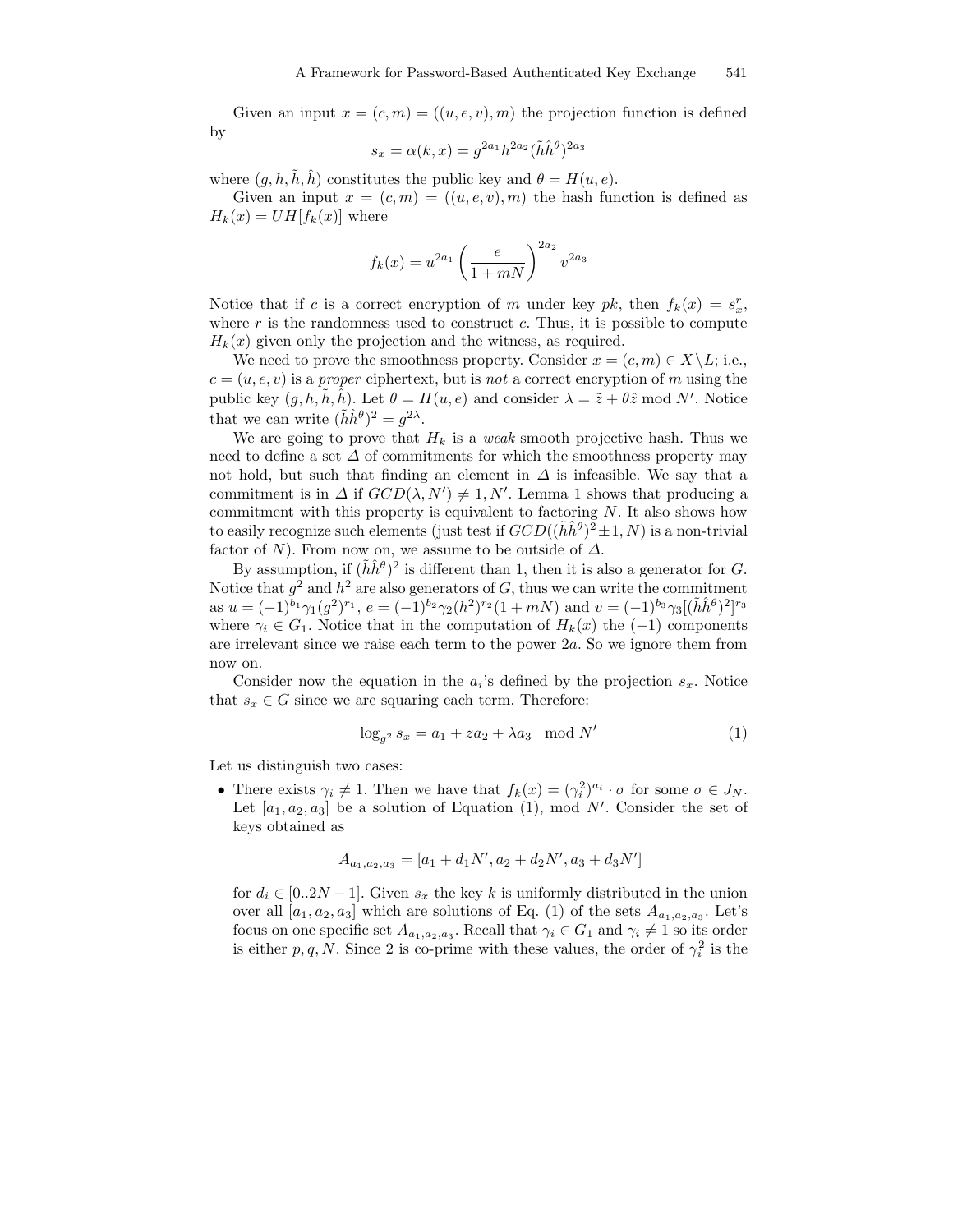Given an input $x = (c, m) = ((u, e, v), m)$ the projection function is defined by

$$s_x = \alpha(k, x) = g^{2a_1} h^{2a_2} (\tilde{h}\hat{h}^{\theta})^{2a_3}$$

where $(g, h, \tilde{h}, \hat{h})$ constitutes the public key and $\theta = H(u, e)$.

Given an input $x = (c, m) = ((u, e, v), m)$ the hash function is defined as $H_k(x) = UH[f_k(x)]$ where

$$f_k(x) = u^{2a_1} \left( \frac{e}{1 + mN} \right)^{2a_2} v^{2a_3}$$

Notice that if $c$ is a correct encryption of $m$ under key $pk$, then $f_k(x) = s_x^r$, where $r$ is the randomness used to construct $c$. Thus, it is possible to compute $H_k(x)$ given only the projection and the witness, as required.

We need to prove the smoothness property. Consider $x = (c, m) \in X \setminus L$; i.e., $c = (u, e, v)$ is a *proper* ciphertext, but is *not* a correct encryption of $m$ using the public key $(g, h, \tilde{h}, \hat{h})$. Let $\theta = H(u, e)$ and consider $\lambda = \tilde{z} + \theta \hat{z} \bmod N'$. Notice that we can write $(\tilde{h}\hat{h}^{\theta})^2 = g^{2\lambda}$.

We are going to prove that $H_k$ is a *weak* smooth projective hash. Thus we need to define a set $\Delta$ of commitments for which the smoothness property may not hold, but such that finding an element in $\Delta$ is infeasible. We say that a commitment is in $\Delta$ if $GCD(\lambda, N') \neq 1, N'$. Lemma 1 shows that producing a commitment with this property is equivalent to factoring $N$. It also shows how to easily recognize such elements (just test if $GCD((\tilde{h}\hat{h}^{\theta})^2 \pm 1, N)$ is a non-trivial factor of $N$). From now on, we assume to be outside of $\Delta$.

By assumption, if $(\tilde{h}\hat{h}^{\theta})^2$ is different than 1, then it is also a generator for $G$. Notice that $g^2$ and $h^2$ are also generators of $G$, thus we can write the commitment as $u = (-1)^{b_1} \gamma_1 (g^2)^{r_1}$, $e = (-1)^{b_2} \gamma_2 (h^2)^{r_2} (1 + mN)$ and $v = (-1)^{b_3} \gamma_3 [(\tilde{h}\hat{h}^{\theta})^2]^{r_3}$ where $\gamma_i \in G_1$. Notice that in the computation of $H_k(x)$ the $(-1)$ components are irrelevant since we raise each term to the power $2a$. So we ignore them from now on.

Consider now the equation in the $a_i$'s defined by the projection $s_x$. Notice that $s_x \in G$ since we are squaring each term. Therefore:

$$\log_{g^2} s_x = a_1 + z a_2 + \lambda a_3 \mod N' \tag{1}$$

Let us distinguish two cases:

- There exists $\gamma_i \neq 1$. Then we have that $f_k(x) = (\gamma_i^2)^{a_i} \cdot \sigma$ for some $\sigma \in J_N$. Let $[a_1, a_2, a_3]$ be a solution of Equation (1), mod $N'$. Consider the set of keys obtained as

$$A_{a_1, a_2, a_3} = [a_1 + d_1 N', a_2 + d_2 N', a_3 + d_3 N']$$

for $d_i \in [0..2N - 1]$. Given $s_x$ the key $k$ is uniformly distributed in the union over all $[a_1, a_2, a_3]$ which are solutions of Eq. (1) of the sets $A_{a_1, a_2, a_3}$. Let's focus on one specific set $A_{a_1, a_2, a_3}$. Recall that $\gamma_i \in G_1$ and $\gamma_i \neq 1$ so its order is either $p, q, N$. Since 2 is co-prime with these values, the order of $\gamma_i^2$ is the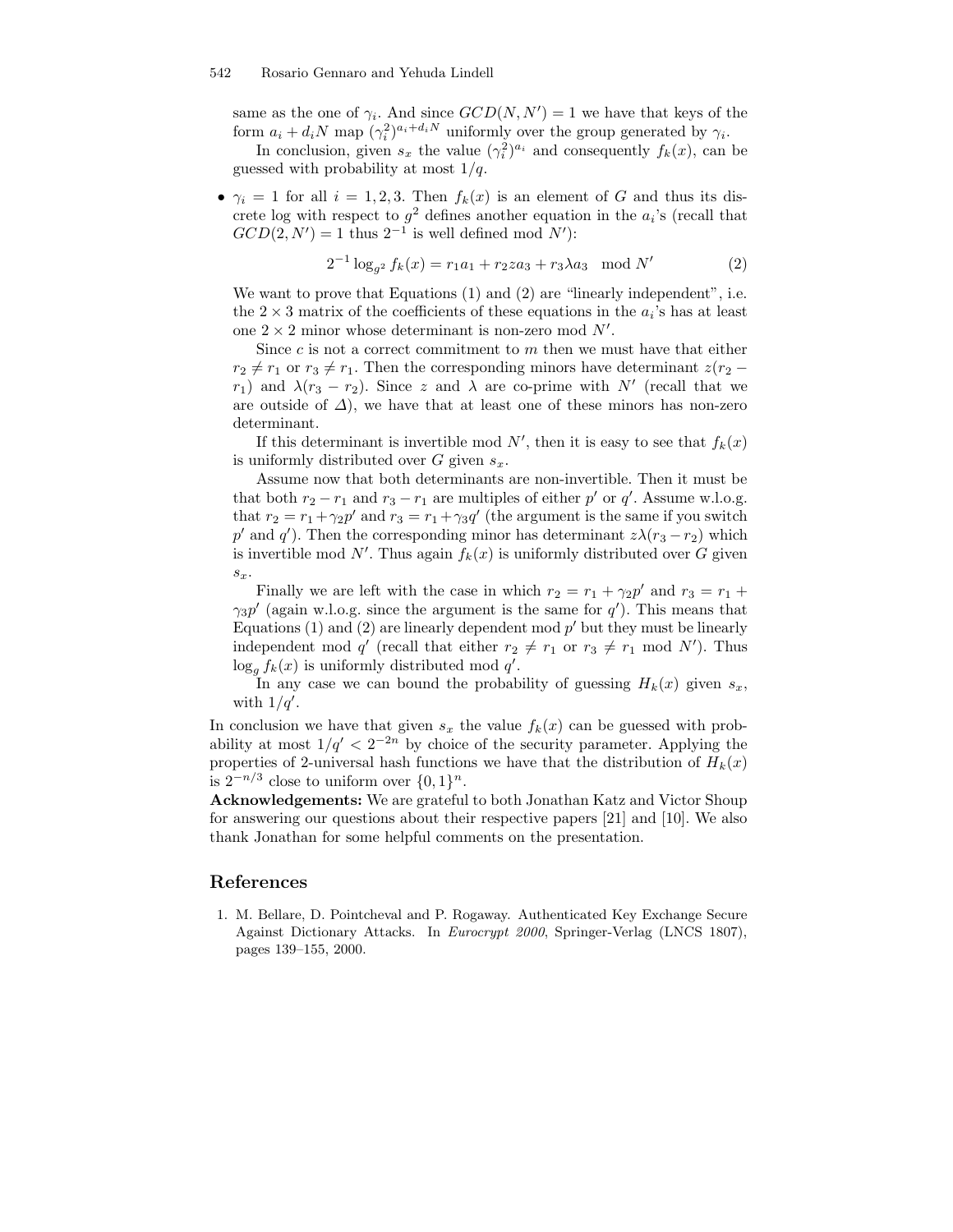same as the one of $\gamma_i$. And since $GCD(N, N') = 1$ we have that keys of the form $a_i + d_i N$ map $(\gamma_i^2)^{a_i + d_i N}$ uniformly over the group generated by $\gamma_i$.

In conclusion, given $s_x$ the value $(\gamma_i^2)^{a_i}$ and consequently $f_k(x)$, can be guessed with probability at most $1/q$.

- $\gamma_i = 1$ for all $i = 1, 2, 3$. Then $f_k(x)$ is an element of $G$ and thus its discrete log with respect to $g^2$ defines another equation in the $a_i$'s (recall that $GCD(2, N') = 1$ thus $2^{-1}$ is well defined mod $N'$):

$$2^{-1} \log_{g^2} f_k(x) = r_1 a_1 + r_2 z a_3 + r_3 \lambda a_3 \mod N' \qquad (2)$$

We want to prove that Equations (1) and (2) are "linearly independent", i.e. the $2 \times 3$ matrix of the coefficients of these equations in the $a_i$'s has at least one $2 \times 2$ minor whose determinant is non-zero mod $N'$.

Since $c$ is not a correct commitment to $m$ then we must have that either $r_2 \neq r_1$ or $r_3 \neq r_1$. Then the corresponding minors have determinant $z(r_2 - r_1)$ and $\lambda(r_3 - r_2)$. Since $z$ and $\lambda$ are co-prime with $N'$ (recall that we are outside of $\Delta$), we have that at least one of these minors has non-zero determinant.

If this determinant is invertible mod $N'$, then it is easy to see that $f_k(x)$ is uniformly distributed over $G$ given $s_x$.

Assume now that both determinants are non-invertible. Then it must be that both $r_2 - r_1$ and $r_3 - r_1$ are multiples of either $p'$ or $q'$. Assume w.l.o.g. that $r_2 = r_1 + \gamma_2 p'$ and $r_3 = r_1 + \gamma_3 q'$ (the argument is the same if you switch $p'$ and $q'$). Then the corresponding minor has determinant $z\lambda(r_3 - r_2)$ which is invertible mod $N'$. Thus again $f_k(x)$ is uniformly distributed over $G$ given $s_x$.

Finally we are left with the case in which $r_2 = r_1 + \gamma_2 p'$ and $r_3 = r_1 + \gamma_3 p'$ (again w.l.o.g. since the argument is the same for $q'$). This means that Equations (1) and (2) are linearly dependent mod $p'$ but they must be linearly independent mod $q'$ (recall that either $r_2 \neq r_1$ or $r_3 \neq r_1$ mod $N'$). Thus $\log_g f_k(x)$ is uniformly distributed mod $q'$.

In any case we can bound the probability of guessing $H_k(x)$ given $s_x$, with $1/q'$.

In conclusion we have that given $s_x$ the value $f_k(x)$ can be guessed with probability at most $1/q' < 2^{-2n}$ by choice of the security parameter. Applying the properties of 2-universal hash functions we have that the distribution of $H_k(x)$ is $2^{-n/3}$ close to uniform over $\{0, 1\}^n$.

**Acknowledgements:** We are grateful to both Jonathan Katz and Victor Shoup for answering our questions about their respective papers [21] and [10]. We also thank Jonathan for some helpful comments on the presentation.

## References

1. M. Bellare, D. Pointcheval and P. Rogaway. Authenticated Key Exchange Secure Against Dictionary Attacks. In *Eurocrypt 2000*, Springer-Verlag (LNCS 1807), pages 139–155, 2000.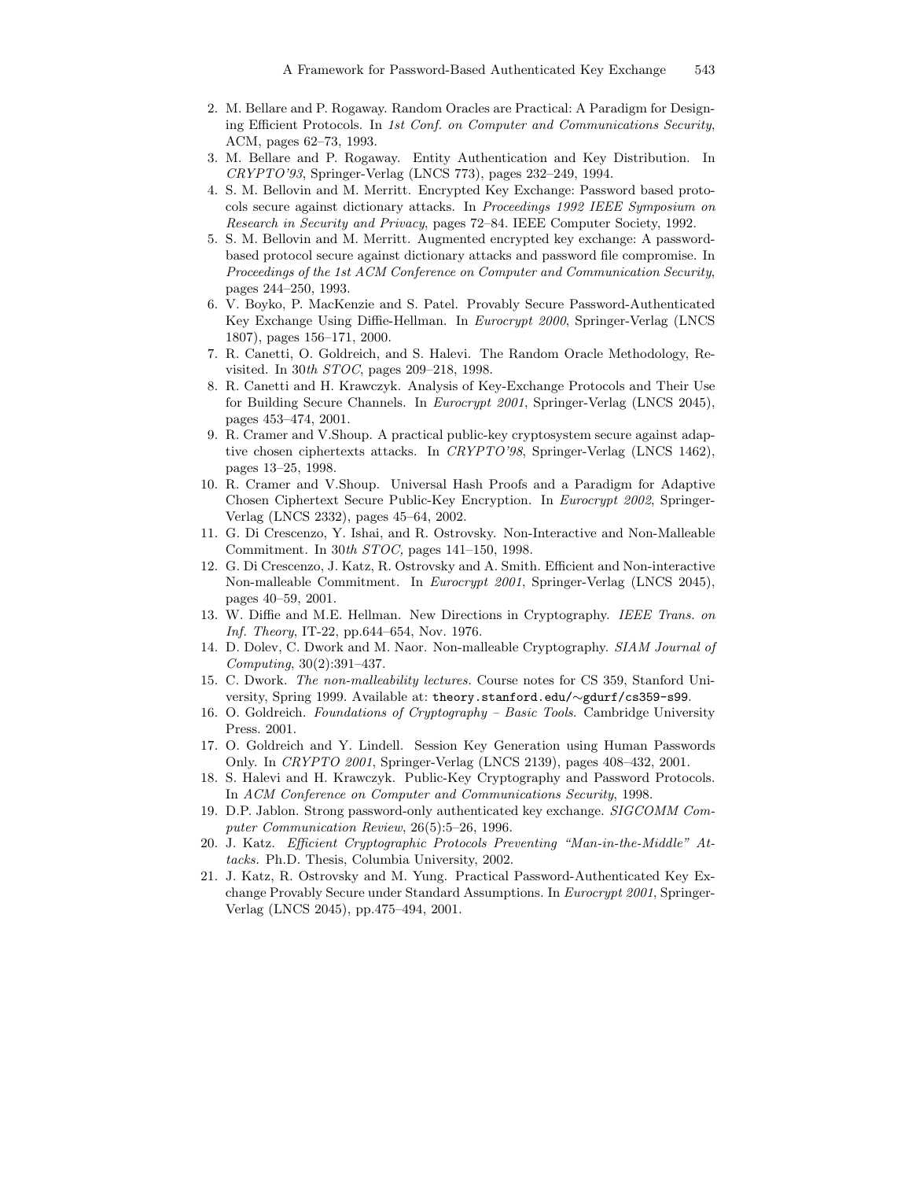2. M. Bellare and P. Rogaway. Random Oracles are Practical: A Paradigm for Designing Efficient Protocols. In *1st Conf. on Computer and Communications Security*, ACM, pages 62–73, 1993.
3. M. Bellare and P. Rogaway. Entity Authentication and Key Distribution. In *CRYPTO'93*, Springer-Verlag (LNCS 773), pages 232–249, 1994.
4. S. M. Bellovin and M. Merritt. Encrypted Key Exchange: Password based protocols secure against dictionary attacks. In *Proceedings 1992 IEEE Symposium on Research in Security and Privacy*, pages 72–84. IEEE Computer Society, 1992.
5. S. M. Bellovin and M. Merritt. Augmented encrypted key exchange: A password-based protocol secure against dictionary attacks and password file compromise. In *Proceedings of the 1st ACM Conference on Computer and Communication Security*, pages 244–250, 1993.
6. V. Boyko, P. MacKenzie and S. Patel. Provably Secure Password-Authenticated Key Exchange Using Diffie-Hellman. In *Eurocrypt 2000*, Springer-Verlag (LNCS 1807), pages 156–171, 2000.
7. R. Canetti, O. Goldreich, and S. Halevi. The Random Oracle Methodology, Revisited. In 30*th STOC*, pages 209–218, 1998.
8. R. Canetti and H. Krawczyk. Analysis of Key-Exchange Protocols and Their Use for Building Secure Channels. In *Eurocrypt 2001*, Springer-Verlag (LNCS 2045), pages 453–474, 2001.
9. R. Cramer and V.Shoup. A practical public-key cryptosystem secure against adaptive chosen ciphertexts attacks. In *CRYPTO'98*, Springer-Verlag (LNCS 1462), pages 13–25, 1998.
10. R. Cramer and V.Shoup. Universal Hash Proofs and a Paradigm for Adaptive Chosen Ciphertext Secure Public-Key Encryption. In *Eurocrypt 2002*, Springer-Verlag (LNCS 2332), pages 45–64, 2002.
11. G. Di Crescenzo, Y. Ishai, and R. Ostrovsky. Non-Interactive and Non-Malleable Commitment. In 30*th STOC,* pages 141–150, 1998.
12. G. Di Crescenzo, J. Katz, R. Ostrovsky and A. Smith. Efficient and Non-interactive Non-malleable Commitment. In *Eurocrypt 2001*, Springer-Verlag (LNCS 2045), pages 40–59, 2001.
13. W. Diffie and M.E. Hellman. New Directions in Cryptography. *IEEE Trans. on Inf. Theory*, IT-22, pp.644–654, Nov. 1976.
14. D. Dolev, C. Dwork and M. Naor. Non-malleable Cryptography. *SIAM Journal of Computing*, 30(2):391–437.
15. C. Dwork. *The non-malleability lectures.* Course notes for CS 359, Stanford University, Spring 1999. Available at: `theory.stanford.edu/∼gdurf/cs359-s99`.
16. O. Goldreich. *Foundations of Cryptography – Basic Tools*. Cambridge University Press. 2001.
17. O. Goldreich and Y. Lindell. Session Key Generation using Human Passwords Only. In *CRYPTO 2001*, Springer-Verlag (LNCS 2139), pages 408–432, 2001.
18. S. Halevi and H. Krawczyk. Public-Key Cryptography and Password Protocols. In *ACM Conference on Computer and Communications Security*, 1998.
19. D.P. Jablon. Strong password-only authenticated key exchange. *SIGCOMM Computer Communication Review*, 26(5):5–26, 1996.
20. J. Katz. *Efficient Cryptographic Protocols Preventing "Man-in-the-Middle" Attacks.* Ph.D. Thesis, Columbia University, 2002.
21. J. Katz, R. Ostrovsky and M. Yung. Practical Password-Authenticated Key Exchange Provably Secure under Standard Assumptions. In *Eurocrypt 2001*, Springer-Verlag (LNCS 2045), pp.475–494, 2001.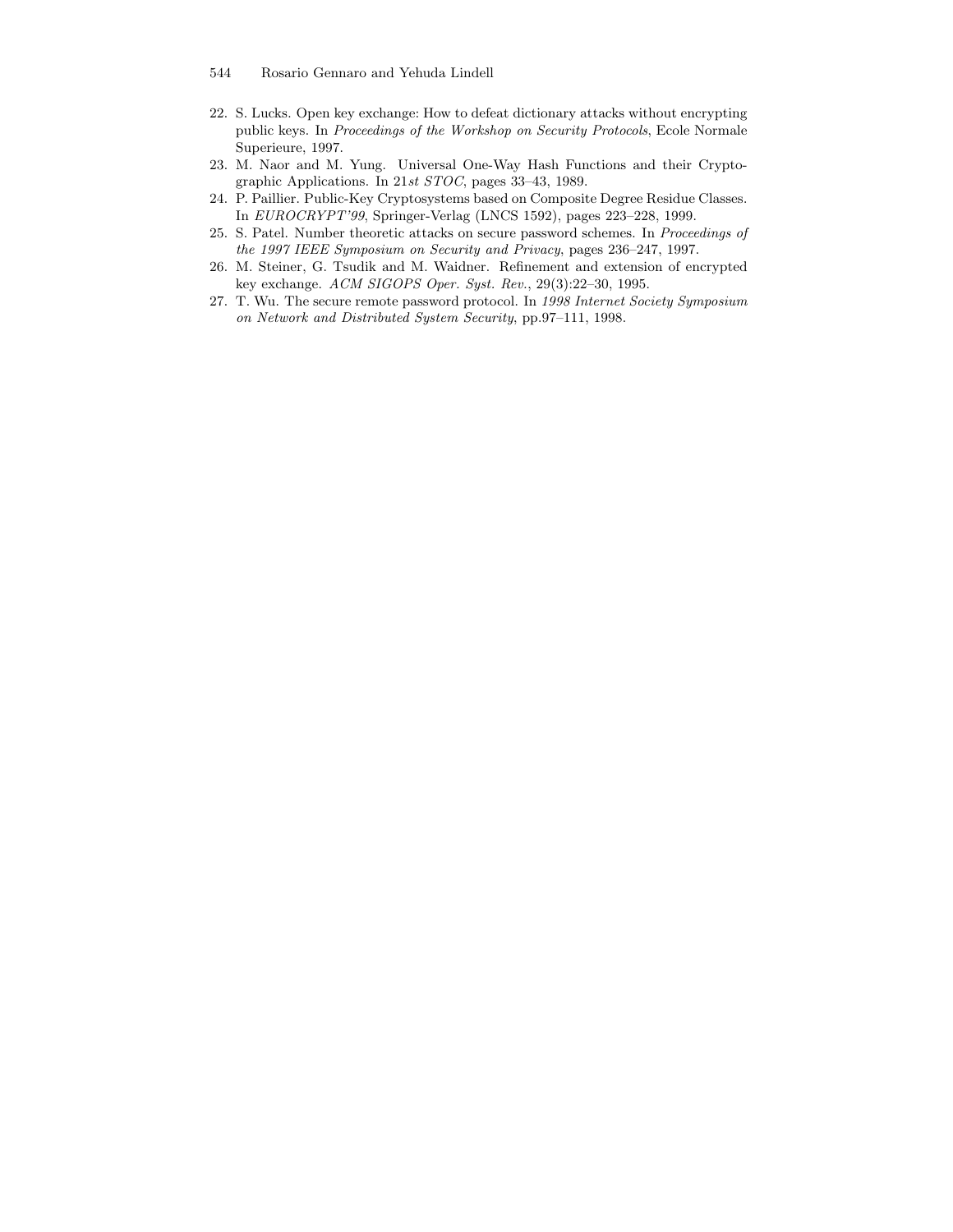22. S. Lucks. Open key exchange: How to defeat dictionary attacks without encrypting public keys. In *Proceedings of the Workshop on Security Protocols*, Ecole Normale Superieure, 1997.
23. M. Naor and M. Yung. Universal One-Way Hash Functions and their Cryptographic Applications. In *21st STOC*, pages 33–43, 1989.
24. P. Paillier. Public-Key Cryptosystems based on Composite Degree Residue Classes. In *EUROCRYPT'99*, Springer-Verlag (LNCS 1592), pages 223–228, 1999.
25. S. Patel. Number theoretic attacks on secure password schemes. In *Proceedings of the 1997 IEEE Symposium on Security and Privacy*, pages 236–247, 1997.
26. M. Steiner, G. Tsudik and M. Waidner. Refinement and extension of encrypted key exchange. *ACM SIGOPS Oper. Syst. Rev.*, 29(3):22–30, 1995.
27. T. Wu. The secure remote password protocol. In *1998 Internet Society Symposium on Network and Distributed System Security*, pp.97–111, 1998.